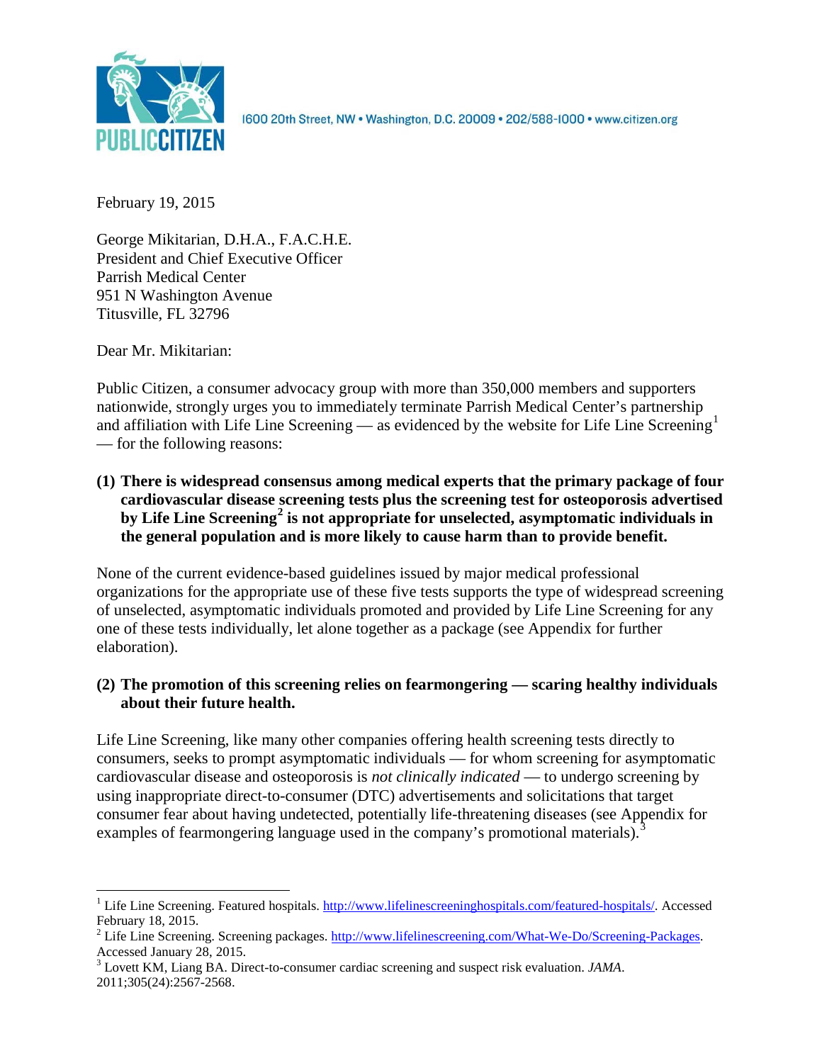PUBLIC CITIZEN

1600 20th Street, NW • Washington, D.C. 20009 • 202/588-1000 • www.citizen.org

February 19, 2015

George Mikitarian, D.H.A., F.A.C.H.E.
President and Chief Executive Officer
Parrish Medical Center
951 N Washington Avenue
Titusville, FL 32796

Dear Mr. Mikitarian:

Public Citizen, a consumer advocacy group with more than 350,000 members and supporters nationwide, strongly urges you to immediately terminate Parrish Medical Center's partnership and affiliation with Life Line Screening — as evidenced by the website for Life Line Screening[1] — for the following reasons:

**(1) There is widespread consensus among medical experts that the primary package of four cardiovascular disease screening tests plus the screening test for osteoporosis advertised by Life Line Screening[2] is not appropriate for unselected, asymptomatic individuals in the general population and is more likely to cause harm than to provide benefit.**

None of the current evidence-based guidelines issued by major medical professional organizations for the appropriate use of these five tests supports the type of widespread screening of unselected, asymptomatic individuals promoted and provided by Life Line Screening for any one of these tests individually, let alone together as a package (see Appendix for further elaboration).

**(2) The promotion of this screening relies on fearmongering — scaring healthy individuals about their future health.**

Life Line Screening, like many other companies offering health screening tests directly to consumers, seeks to prompt asymptomatic individuals — for whom screening for asymptomatic cardiovascular disease and osteoporosis is *not clinically indicated* — to undergo screening by using inappropriate direct-to-consumer (DTC) advertisements and solicitations that target consumer fear about having undetected, potentially life-threatening diseases (see Appendix for examples of fearmongering language used in the company's promotional materials).[3]

---

[1] Life Line Screening. Featured hospitals. http://www.lifelinescreeninghospitals.com/featured-hospitals/. Accessed February 18, 2015.

[2] Life Line Screening. Screening packages. http://www.lifelinescreening.com/What-We-Do/Screening-Packages. Accessed January 28, 2015.

[3] Lovett KM, Liang BA. Direct-to-consumer cardiac screening and suspect risk evaluation. *JAMA*. 2011;305(24):2567-2568.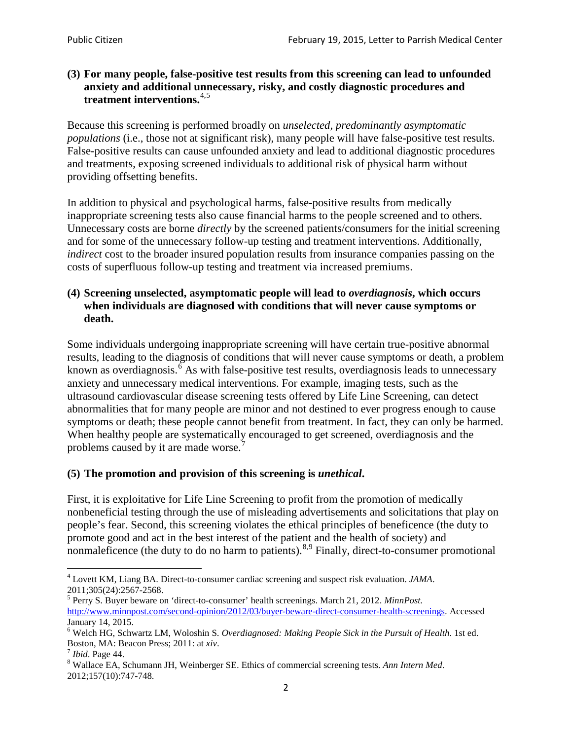**(3) For many people, false-positive test results from this screening can lead to unfounded anxiety and additional unnecessary, risky, and costly diagnostic procedures and treatment interventions.**[4,5]

Because this screening is performed broadly on *unselected, predominantly asymptomatic populations* (i.e., those not at significant risk), many people will have false-positive test results. False-positive results can cause unfounded anxiety and lead to additional diagnostic procedures and treatments, exposing screened individuals to additional risk of physical harm without providing offsetting benefits.

In addition to physical and psychological harms, false-positive results from medically inappropriate screening tests also cause financial harms to the people screened and to others. Unnecessary costs are borne *directly* by the screened patients/consumers for the initial screening and for some of the unnecessary follow-up testing and treatment interventions. Additionally, *indirect* cost to the broader insured population results from insurance companies passing on the costs of superfluous follow-up testing and treatment via increased premiums.

**(4) Screening unselected, asymptomatic people will lead to *overdiagnosis*, which occurs when individuals are diagnosed with conditions that will never cause symptoms or death.**

Some individuals undergoing inappropriate screening will have certain true-positive abnormal results, leading to the diagnosis of conditions that will never cause symptoms or death, a problem known as overdiagnosis.[6] As with false-positive test results, overdiagnosis leads to unnecessary anxiety and unnecessary medical interventions. For example, imaging tests, such as the ultrasound cardiovascular disease screening tests offered by Life Line Screening, can detect abnormalities that for many people are minor and not destined to ever progress enough to cause symptoms or death; these people cannot benefit from treatment. In fact, they can only be harmed. When healthy people are systematically encouraged to get screened, overdiagnosis and the problems caused by it are made worse.[7]

**(5) The promotion and provision of this screening is *unethical*.**

First, it is exploitative for Life Line Screening to profit from the promotion of medically nonbeneficial testing through the use of misleading advertisements and solicitations that play on people's fear. Second, this screening violates the ethical principles of beneficence (the duty to promote good and act in the best interest of the patient and the health of society) and nonmaleficence (the duty to do no harm to patients).[8,9] Finally, direct-to-consumer promotional

---

[4] Lovett KM, Liang BA. Direct-to-consumer cardiac screening and suspect risk evaluation. *JAMA*. 2011;305(24):2567-2568.

[5] Perry S. Buyer beware on 'direct-to-consumer' health screenings. March 21, 2012. *MinnPost.* http://www.minnpost.com/second-opinion/2012/03/buyer-beware-direct-consumer-health-screenings. Accessed January 14, 2015.

[6] Welch HG, Schwartz LM, Woloshin S. *Overdiagnosed: Making People Sick in the Pursuit of Health*. 1st ed. Boston, MA: Beacon Press; 2011: at *xiv*.

[7] *Ibid*. Page 44.

[8] Wallace EA, Schumann JH, Weinberger SE. Ethics of commercial screening tests. *Ann Intern Med*. 2012;157(10):747-748.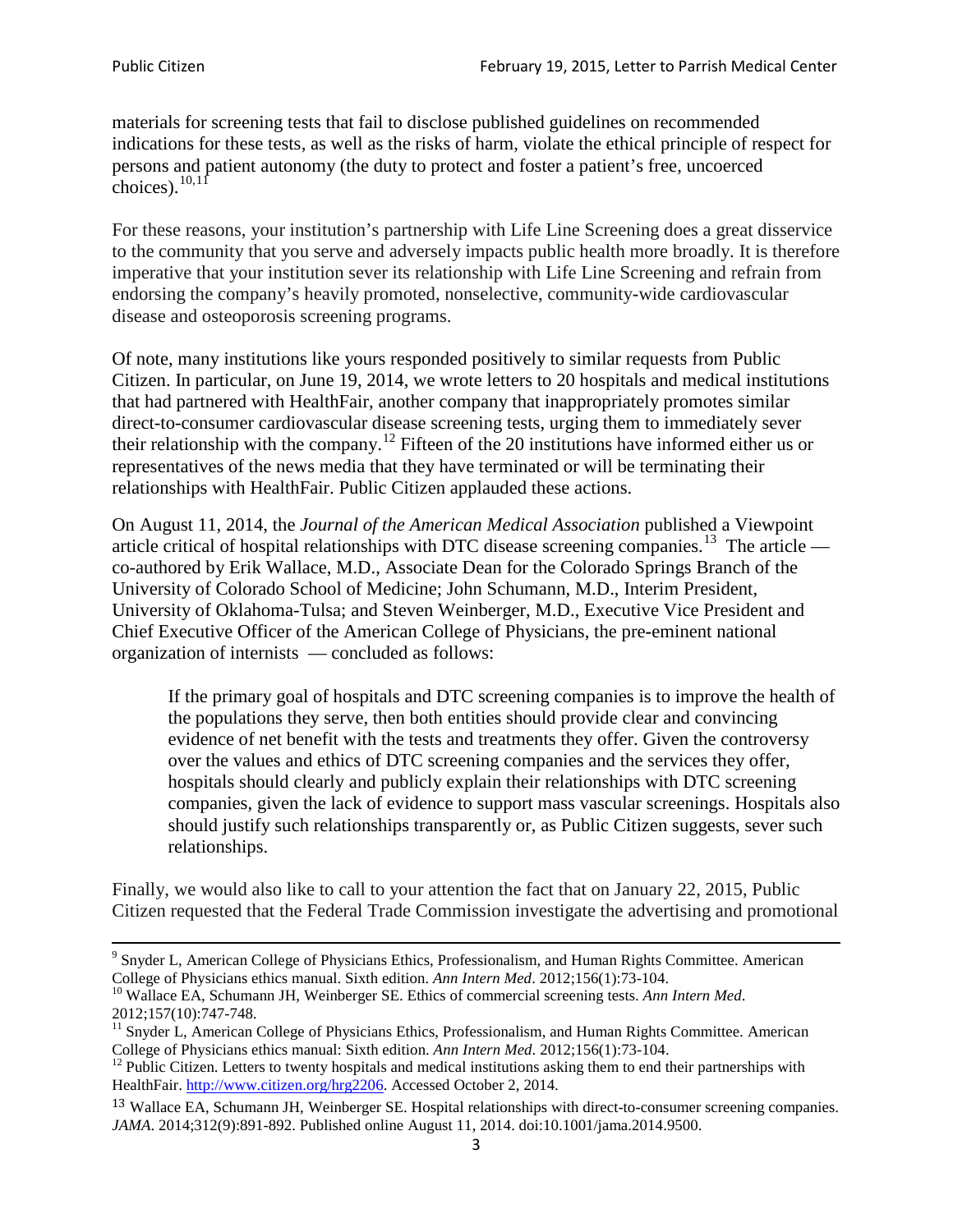materials for screening tests that fail to disclose published guidelines on recommended indications for these tests, as well as the risks of harm, violate the ethical principle of respect for persons and patient autonomy (the duty to protect and foster a patient's free, uncoerced choices).[10,11]

For these reasons, your institution's partnership with Life Line Screening does a great disservice to the community that you serve and adversely impacts public health more broadly. It is therefore imperative that your institution sever its relationship with Life Line Screening and refrain from endorsing the company's heavily promoted, nonselective, community-wide cardiovascular disease and osteoporosis screening programs.

Of note, many institutions like yours responded positively to similar requests from Public Citizen. In particular, on June 19, 2014, we wrote letters to 20 hospitals and medical institutions that had partnered with HealthFair, another company that inappropriately promotes similar direct-to-consumer cardiovascular disease screening tests, urging them to immediately sever their relationship with the company.[12] Fifteen of the 20 institutions have informed either us or representatives of the news media that they have terminated or will be terminating their relationships with HealthFair. Public Citizen applauded these actions.

On August 11, 2014, the *Journal of the American Medical Association* published a Viewpoint article critical of hospital relationships with DTC disease screening companies.[13] The article — co-authored by Erik Wallace, M.D., Associate Dean for the Colorado Springs Branch of the University of Colorado School of Medicine; John Schumann, M.D., Interim President, University of Oklahoma-Tulsa; and Steven Weinberger, M.D., Executive Vice President and Chief Executive Officer of the American College of Physicians, the pre-eminent national organization of internists — concluded as follows:

> If the primary goal of hospitals and DTC screening companies is to improve the health of the populations they serve, then both entities should provide clear and convincing evidence of net benefit with the tests and treatments they offer. Given the controversy over the values and ethics of DTC screening companies and the services they offer, hospitals should clearly and publicly explain their relationships with DTC screening companies, given the lack of evidence to support mass vascular screenings. Hospitals also should justify such relationships transparently or, as Public Citizen suggests, sever such relationships.

Finally, we would also like to call to your attention the fact that on January 22, 2015, Public Citizen requested that the Federal Trade Commission investigate the advertising and promotional

---

[9] Snyder L, American College of Physicians Ethics, Professionalism, and Human Rights Committee. American College of Physicians ethics manual. Sixth edition. *Ann Intern Med*. 2012;156(1):73-104.

[10] Wallace EA, Schumann JH, Weinberger SE. Ethics of commercial screening tests. *Ann Intern Med*. 2012;157(10):747-748.

[11] Snyder L, American College of Physicians Ethics, Professionalism, and Human Rights Committee. American College of Physicians ethics manual: Sixth edition. *Ann Intern Med*. 2012;156(1):73-104.

[12] Public Citizen. Letters to twenty hospitals and medical institutions asking them to end their partnerships with HealthFair. http://www.citizen.org/hrg2206. Accessed October 2, 2014.

[13] Wallace EA, Schumann JH, Weinberger SE. Hospital relationships with direct-to-consumer screening companies. *JAMA*. 2014;312(9):891-892. Published online August 11, 2014. doi:10.1001/jama.2014.9500.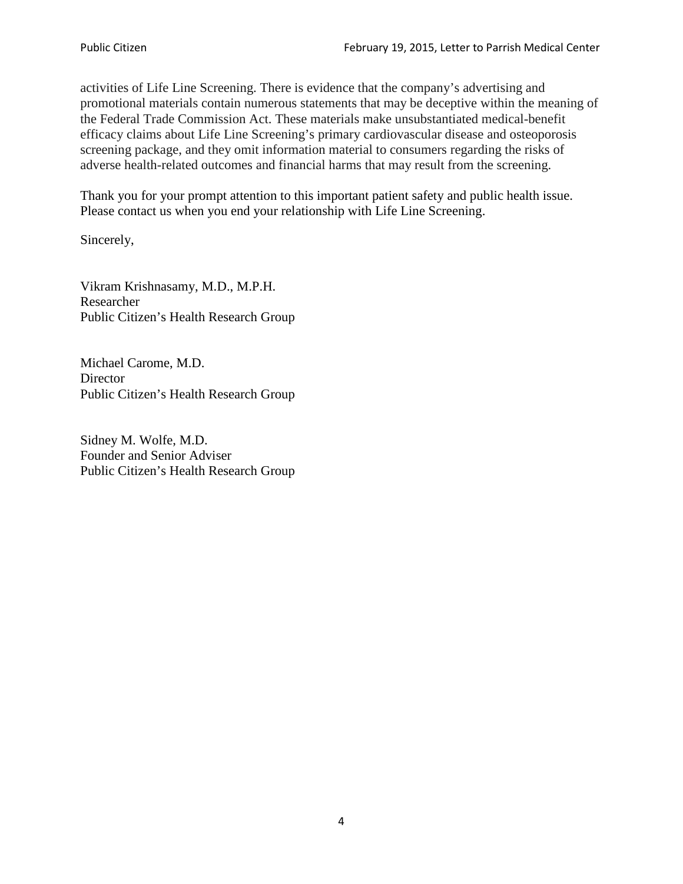activities of Life Line Screening. There is evidence that the company's advertising and promotional materials contain numerous statements that may be deceptive within the meaning of the Federal Trade Commission Act. These materials make unsubstantiated medical-benefit efficacy claims about Life Line Screening's primary cardiovascular disease and osteoporosis screening package, and they omit information material to consumers regarding the risks of adverse health-related outcomes and financial harms that may result from the screening.

Thank you for your prompt attention to this important patient safety and public health issue. Please contact us when you end your relationship with Life Line Screening.

Sincerely,

Vikram Krishnasamy, M.D., M.P.H.
Researcher
Public Citizen's Health Research Group

Michael Carome, M.D.
Director
Public Citizen's Health Research Group

Sidney M. Wolfe, M.D.
Founder and Senior Adviser
Public Citizen's Health Research Group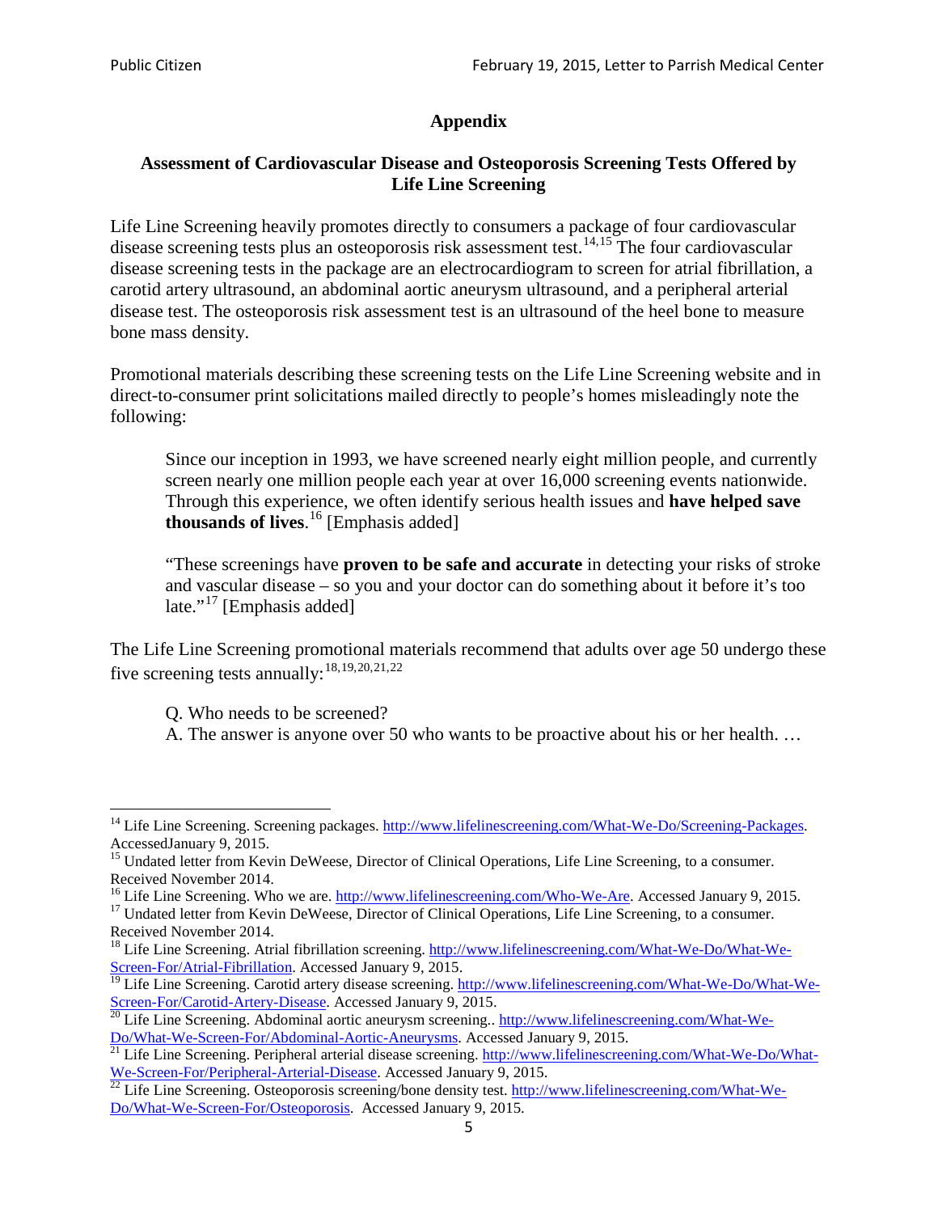## Appendix

### Assessment of Cardiovascular Disease and Osteoporosis Screening Tests Offered by Life Line Screening

Life Line Screening heavily promotes directly to consumers a package of four cardiovascular disease screening tests plus an osteoporosis risk assessment test.[14,15] The four cardiovascular disease screening tests in the package are an electrocardiogram to screen for atrial fibrillation, a carotid artery ultrasound, an abdominal aortic aneurysm ultrasound, and a peripheral arterial disease test. The osteoporosis risk assessment test is an ultrasound of the heel bone to measure bone mass density.

Promotional materials describing these screening tests on the Life Line Screening website and in direct-to-consumer print solicitations mailed directly to people's homes misleadingly note the following:

> Since our inception in 1993, we have screened nearly eight million people, and currently screen nearly one million people each year at over 16,000 screening events nationwide. Through this experience, we often identify serious health issues and **have helped save thousands of lives**.[16] [Emphasis added]
>
> "These screenings have **proven to be safe and accurate** in detecting your risks of stroke and vascular disease – so you and your doctor can do something about it before it's too late."[17] [Emphasis added]

The Life Line Screening promotional materials recommend that adults over age 50 undergo these five screening tests annually:[18,19,20,21,22]

> Q. Who needs to be screened?
> A. The answer is anyone over 50 who wants to be proactive about his or her health. …

---

[14] Life Line Screening. Screening packages. http://www.lifelinescreening.com/What-We-Do/Screening-Packages. AccessedJanuary 9, 2015.

[15] Undated letter from Kevin DeWeese, Director of Clinical Operations, Life Line Screening, to a consumer. Received November 2014.

[16] Life Line Screening. Who we are. http://www.lifelinescreening.com/Who-We-Are. Accessed January 9, 2015.

[17] Undated letter from Kevin DeWeese, Director of Clinical Operations, Life Line Screening, to a consumer. Received November 2014.

[18] Life Line Screening. Atrial fibrillation screening. http://www.lifelinescreening.com/What-We-Do/What-We-Screen-For/Atrial-Fibrillation. Accessed January 9, 2015.

[19] Life Line Screening. Carotid artery disease screening. http://www.lifelinescreening.com/What-We-Do/What-We-Screen-For/Carotid-Artery-Disease. Accessed January 9, 2015.

[20] Life Line Screening. Abdominal aortic aneurysm screening.. http://www.lifelinescreening.com/What-We-Do/What-We-Screen-For/Abdominal-Aortic-Aneurysms. Accessed January 9, 2015.

[21] Life Line Screening. Peripheral arterial disease screening. http://www.lifelinescreening.com/What-We-Do/What-We-Screen-For/Peripheral-Arterial-Disease. Accessed January 9, 2015.

[22] Life Line Screening. Osteoporosis screening/bone density test. http://www.lifelinescreening.com/What-We-Do/What-We-Screen-For/Osteoporosis. Accessed January 9, 2015.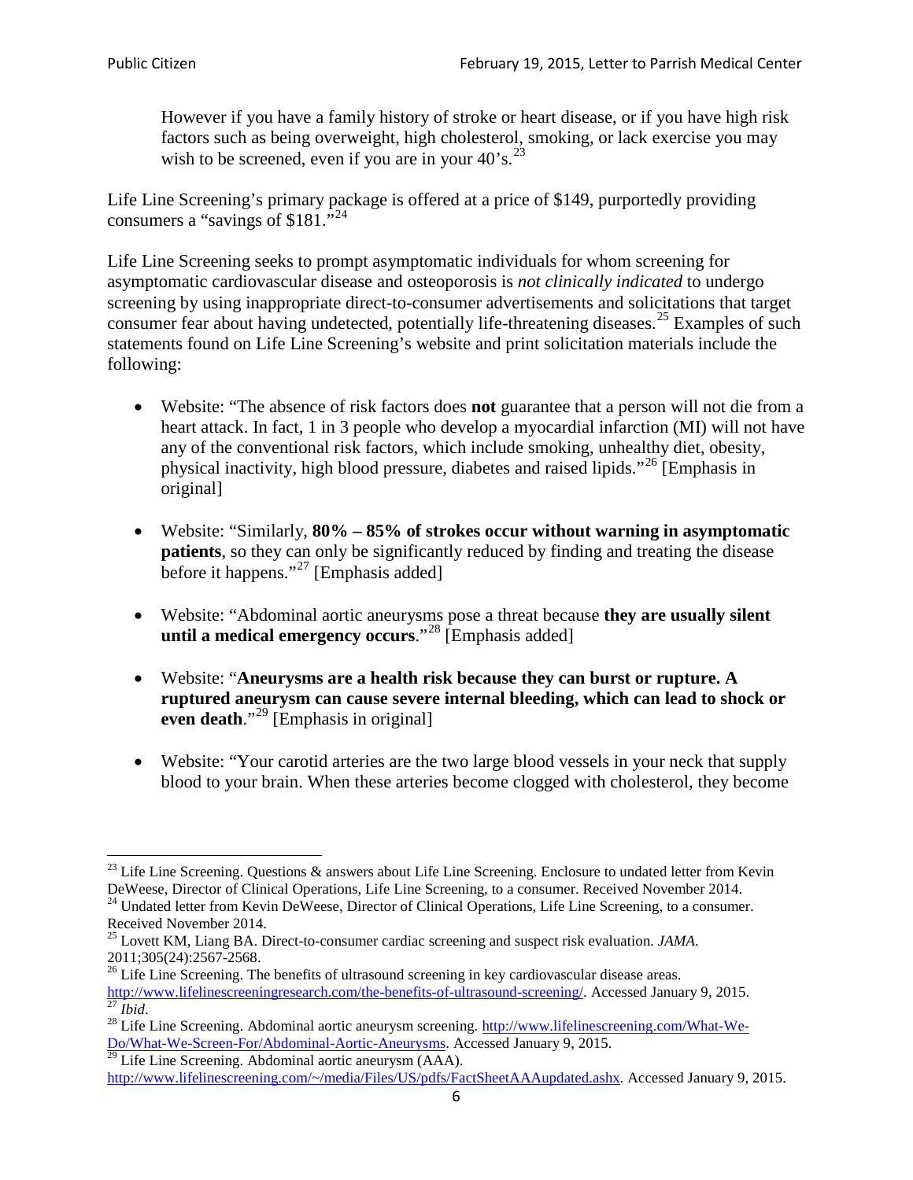> However if you have a family history of stroke or heart disease, or if you have high risk factors such as being overweight, high cholesterol, smoking, or lack exercise you may wish to be screened, even if you are in your 40's.[23]

Life Line Screening's primary package is offered at a price of $149, purportedly providing consumers a "savings of $181."[24]

Life Line Screening seeks to prompt asymptomatic individuals for whom screening for asymptomatic cardiovascular disease and osteoporosis is *not clinically indicated* to undergo screening by using inappropriate direct-to-consumer advertisements and solicitations that target consumer fear about having undetected, potentially life-threatening diseases.[25] Examples of such statements found on Life Line Screening's website and print solicitation materials include the following:

- Website: "The absence of risk factors does **not** guarantee that a person will not die from a heart attack. In fact, 1 in 3 people who develop a myocardial infarction (MI) will not have any of the conventional risk factors, which include smoking, unhealthy diet, obesity, physical inactivity, high blood pressure, diabetes and raised lipids."[26] [Emphasis in original]

- Website: "Similarly, **80% – 85% of strokes occur without warning in asymptomatic patients**, so they can only be significantly reduced by finding and treating the disease before it happens."[27] [Emphasis added]

- Website: "Abdominal aortic aneurysms pose a threat because **they are usually silent until a medical emergency occurs**."[28] [Emphasis added]

- Website: "**Aneurysms are a health risk because they can burst or rupture. A ruptured aneurysm can cause severe internal bleeding, which can lead to shock or even death**."[29] [Emphasis in original]

- Website: "Your carotid arteries are the two large blood vessels in your neck that supply blood to your brain. When these arteries become clogged with cholesterol, they become

---

[23] Life Line Screening. Questions & answers about Life Line Screening. Enclosure to undated letter from Kevin DeWeese, Director of Clinical Operations, Life Line Screening, to a consumer. Received November 2014.

[24] Undated letter from Kevin DeWeese, Director of Clinical Operations, Life Line Screening, to a consumer. Received November 2014.

[25] Lovett KM, Liang BA. Direct-to-consumer cardiac screening and suspect risk evaluation. *JAMA*. 2011;305(24):2567-2568.

[26] Life Line Screening. The benefits of ultrasound screening in key cardiovascular disease areas. http://www.lifelinescreeningresearch.com/the-benefits-of-ultrasound-screening/. Accessed January 9, 2015.

[27] *Ibid*.

[28] Life Line Screening. Abdominal aortic aneurysm screening. http://www.lifelinescreening.com/What-We-Do/What-We-Screen-For/Abdominal-Aortic-Aneurysms. Accessed January 9, 2015.

[29] Life Line Screening. Abdominal aortic aneurysm (AAA). http://www.lifelinescreening.com/~/media/Files/US/pdfs/FactSheetAAAupdated.ashx. Accessed January 9, 2015.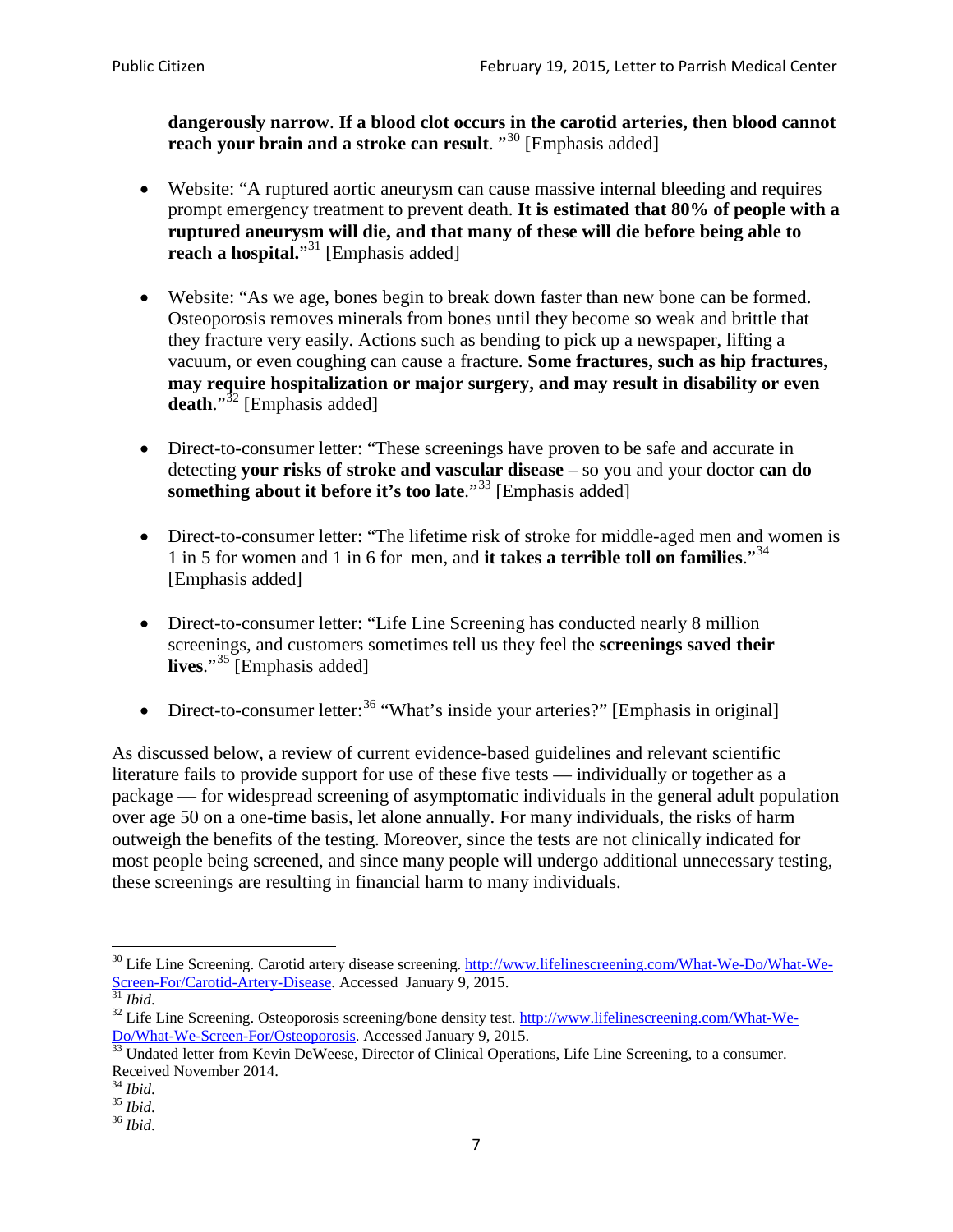**dangerously narrow**. **If a blood clot occurs in the carotid arteries, then blood cannot reach your brain and a stroke can result**. "[30] [Emphasis added]

- Website: "A ruptured aortic aneurysm can cause massive internal bleeding and requires prompt emergency treatment to prevent death. **It is estimated that 80% of people with a ruptured aneurysm will die, and that many of these will die before being able to reach a hospital.**"[31] [Emphasis added]

- Website: "As we age, bones begin to break down faster than new bone can be formed. Osteoporosis removes minerals from bones until they become so weak and brittle that they fracture very easily. Actions such as bending to pick up a newspaper, lifting a vacuum, or even coughing can cause a fracture. **Some fractures, such as hip fractures, may require hospitalization or major surgery, and may result in disability or even death**."[32] [Emphasis added]

- Direct-to-consumer letter: "These screenings have proven to be safe and accurate in detecting **your risks of stroke and vascular disease** – so you and your doctor **can do something about it before it's too late**."[33] [Emphasis added]

- Direct-to-consumer letter: "The lifetime risk of stroke for middle-aged men and women is 1 in 5 for women and 1 in 6 for men, and **it takes a terrible toll on families**."[34] [Emphasis added]

- Direct-to-consumer letter: "Life Line Screening has conducted nearly 8 million screenings, and customers sometimes tell us they feel the **screenings saved their lives**."[35] [Emphasis added]

- Direct-to-consumer letter:[36] "What's inside your arteries?" [Emphasis in original]

As discussed below, a review of current evidence-based guidelines and relevant scientific literature fails to provide support for use of these five tests — individually or together as a package — for widespread screening of asymptomatic individuals in the general adult population over age 50 on a one-time basis, let alone annually. For many individuals, the risks of harm outweigh the benefits of the testing. Moreover, since the tests are not clinically indicated for most people being screened, and since many people will undergo additional unnecessary testing, these screenings are resulting in financial harm to many individuals.

---

[30] Life Line Screening. Carotid artery disease screening. http://www.lifelinescreening.com/What-We-Do/What-We-Screen-For/Carotid-Artery-Disease. Accessed January 9, 2015.

[31] *Ibid*.

[32] Life Line Screening. Osteoporosis screening/bone density test. http://www.lifelinescreening.com/What-We-Do/What-We-Screen-For/Osteoporosis. Accessed January 9, 2015.

[33] Undated letter from Kevin DeWeese, Director of Clinical Operations, Life Line Screening, to a consumer. Received November 2014.

[34] *Ibid*.

[35] *Ibid*.

[36] *Ibid*.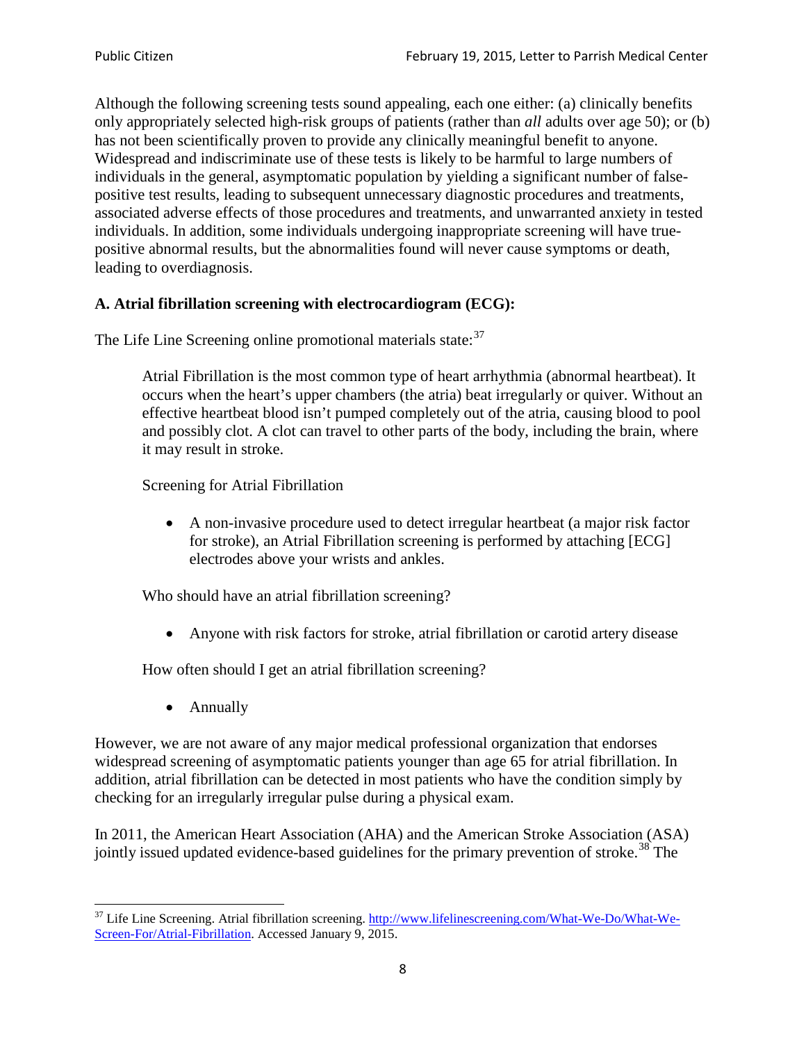Although the following screening tests sound appealing, each one either: (a) clinically benefits only appropriately selected high-risk groups of patients (rather than *all* adults over age 50); or (b) has not been scientifically proven to provide any clinically meaningful benefit to anyone. Widespread and indiscriminate use of these tests is likely to be harmful to large numbers of individuals in the general, asymptomatic population by yielding a significant number of false-positive test results, leading to subsequent unnecessary diagnostic procedures and treatments, associated adverse effects of those procedures and treatments, and unwarranted anxiety in tested individuals. In addition, some individuals undergoing inappropriate screening will have true-positive abnormal results, but the abnormalities found will never cause symptoms or death, leading to overdiagnosis.

**A. Atrial fibrillation screening with electrocardiogram (ECG):**

The Life Line Screening online promotional materials state:[37]

> Atrial Fibrillation is the most common type of heart arrhythmia (abnormal heartbeat). It occurs when the heart's upper chambers (the atria) beat irregularly or quiver. Without an effective heartbeat blood isn't pumped completely out of the atria, causing blood to pool and possibly clot. A clot can travel to other parts of the body, including the brain, where it may result in stroke.
>
> Screening for Atrial Fibrillation
>
> - A non-invasive procedure used to detect irregular heartbeat (a major risk factor for stroke), an Atrial Fibrillation screening is performed by attaching [ECG] electrodes above your wrists and ankles.
>
> Who should have an atrial fibrillation screening?
>
> - Anyone with risk factors for stroke, atrial fibrillation or carotid artery disease
>
> How often should I get an atrial fibrillation screening?
>
> - Annually

However, we are not aware of any major medical professional organization that endorses widespread screening of asymptomatic patients younger than age 65 for atrial fibrillation. In addition, atrial fibrillation can be detected in most patients who have the condition simply by checking for an irregularly irregular pulse during a physical exam.

In 2011, the American Heart Association (AHA) and the American Stroke Association (ASA) jointly issued updated evidence-based guidelines for the primary prevention of stroke.[38] The

---

[37] Life Line Screening. Atrial fibrillation screening. http://www.lifelinescreening.com/What-We-Do/What-We-Screen-For/Atrial-Fibrillation. Accessed January 9, 2015.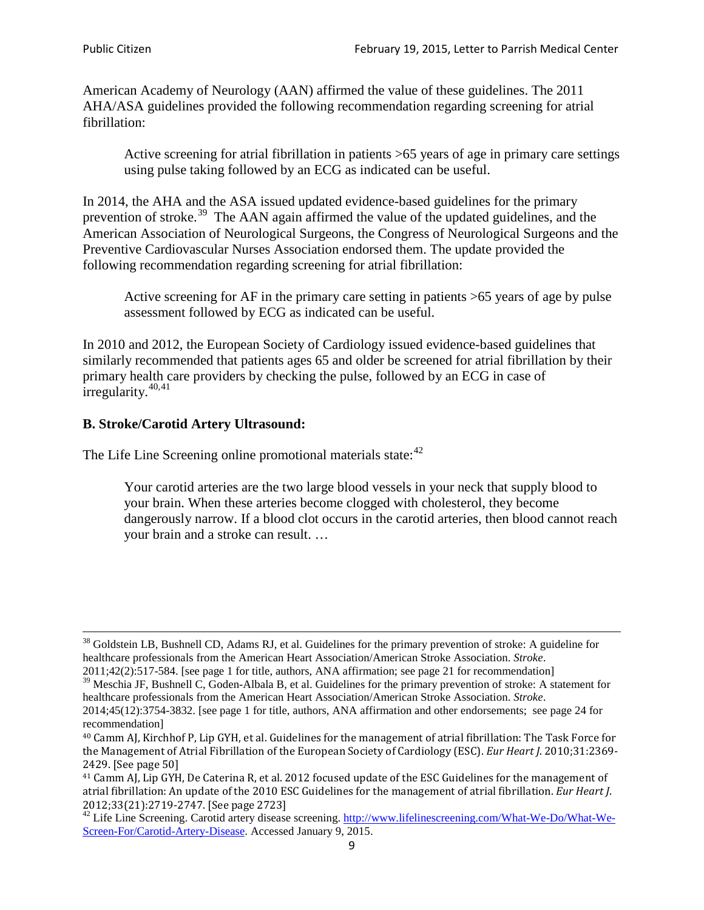American Academy of Neurology (AAN) affirmed the value of these guidelines. The 2011 AHA/ASA guidelines provided the following recommendation regarding screening for atrial fibrillation:

> Active screening for atrial fibrillation in patients >65 years of age in primary care settings using pulse taking followed by an ECG as indicated can be useful.

In 2014, the AHA and the ASA issued updated evidence-based guidelines for the primary prevention of stroke.[39] The AAN again affirmed the value of the updated guidelines, and the American Association of Neurological Surgeons, the Congress of Neurological Surgeons and the Preventive Cardiovascular Nurses Association endorsed them. The update provided the following recommendation regarding screening for atrial fibrillation:

> Active screening for AF in the primary care setting in patients >65 years of age by pulse assessment followed by ECG as indicated can be useful.

In 2010 and 2012, the European Society of Cardiology issued evidence-based guidelines that similarly recommended that patients ages 65 and older be screened for atrial fibrillation by their primary health care providers by checking the pulse, followed by an ECG in case of irregularity.[40,41]

### B. Stroke/Carotid Artery Ultrasound:

The Life Line Screening online promotional materials state:[42]

> Your carotid arteries are the two large blood vessels in your neck that supply blood to your brain. When these arteries become clogged with cholesterol, they become dangerously narrow. If a blood clot occurs in the carotid arteries, then blood cannot reach your brain and a stroke can result. …

---

[38] Goldstein LB, Bushnell CD, Adams RJ, et al. Guidelines for the primary prevention of stroke: A guideline for healthcare professionals from the American Heart Association/American Stroke Association. *Stroke*. 2011;42(2):517-584. [see page 1 for title, authors, ANA affirmation; see page 21 for recommendation]

[39] Meschia JF, Bushnell C, Goden-Albala B, et al. Guidelines for the primary prevention of stroke: A statement for healthcare professionals from the American Heart Association/American Stroke Association. *Stroke*. 2014;45(12):3754-3832. [see page 1 for title, authors, ANA affirmation and other endorsements; see page 24 for recommendation]

[40] Camm AJ, Kirchhof P, Lip GYH, et al. Guidelines for the management of atrial fibrillation: The Task Force for the Management of Atrial Fibrillation of the European Society of Cardiology (ESC). *Eur Heart J*. 2010;31:2369-2429. [See page 50]

[41] Camm AJ, Lip GYH, De Caterina R, et al. 2012 focused update of the ESC Guidelines for the management of atrial fibrillation: An update of the 2010 ESC Guidelines for the management of atrial fibrillation. *Eur Heart J*. 2012;33(21):2719-2747. [See page 2723]

[42] Life Line Screening. Carotid artery disease screening. http://www.lifelinescreening.com/What-We-Do/What-We-Screen-For/Carotid-Artery-Disease. Accessed January 9, 2015.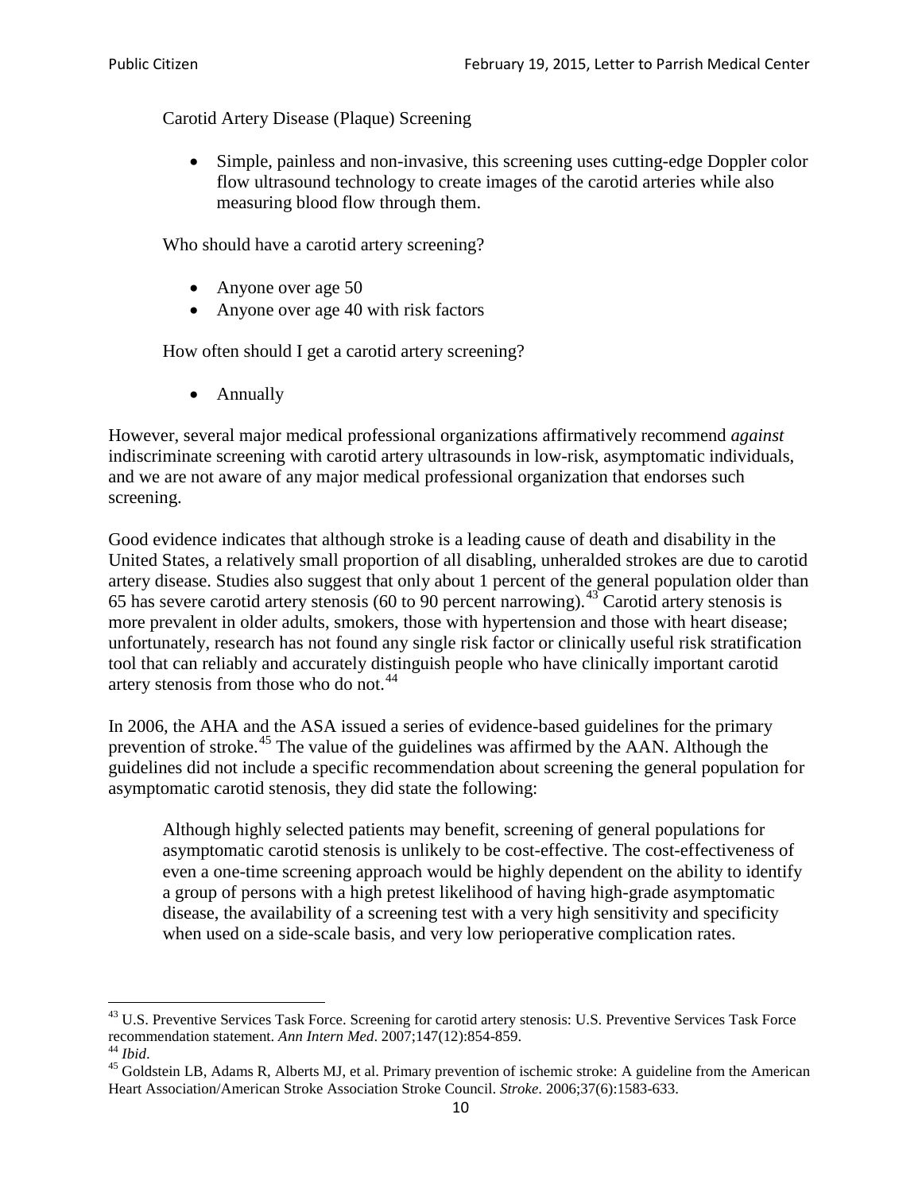Carotid Artery Disease (Plaque) Screening

- Simple, painless and non-invasive, this screening uses cutting-edge Doppler color flow ultrasound technology to create images of the carotid arteries while also measuring blood flow through them.

Who should have a carotid artery screening?

- Anyone over age 50
- Anyone over age 40 with risk factors

How often should I get a carotid artery screening?

- Annually

However, several major medical professional organizations affirmatively recommend *against* indiscriminate screening with carotid artery ultrasounds in low-risk, asymptomatic individuals, and we are not aware of any major medical professional organization that endorses such screening.

Good evidence indicates that although stroke is a leading cause of death and disability in the United States, a relatively small proportion of all disabling, unheralded strokes are due to carotid artery disease. Studies also suggest that only about 1 percent of the general population older than 65 has severe carotid artery stenosis (60 to 90 percent narrowing).[43] Carotid artery stenosis is more prevalent in older adults, smokers, those with hypertension and those with heart disease; unfortunately, research has not found any single risk factor or clinically useful risk stratification tool that can reliably and accurately distinguish people who have clinically important carotid artery stenosis from those who do not.[44]

In 2006, the AHA and the ASA issued a series of evidence-based guidelines for the primary prevention of stroke.[45] The value of the guidelines was affirmed by the AAN. Although the guidelines did not include a specific recommendation about screening the general population for asymptomatic carotid stenosis, they did state the following:

> Although highly selected patients may benefit, screening of general populations for asymptomatic carotid stenosis is unlikely to be cost-effective. The cost-effectiveness of even a one-time screening approach would be highly dependent on the ability to identify a group of persons with a high pretest likelihood of having high-grade asymptomatic disease, the availability of a screening test with a very high sensitivity and specificity when used on a side-scale basis, and very low perioperative complication rates.

---

[43] U.S. Preventive Services Task Force. Screening for carotid artery stenosis: U.S. Preventive Services Task Force recommendation statement. *Ann Intern Med*. 2007;147(12):854-859.

[44] *Ibid*.

[45] Goldstein LB, Adams R, Alberts MJ, et al. Primary prevention of ischemic stroke: A guideline from the American Heart Association/American Stroke Association Stroke Council. *Stroke*. 2006;37(6):1583-633.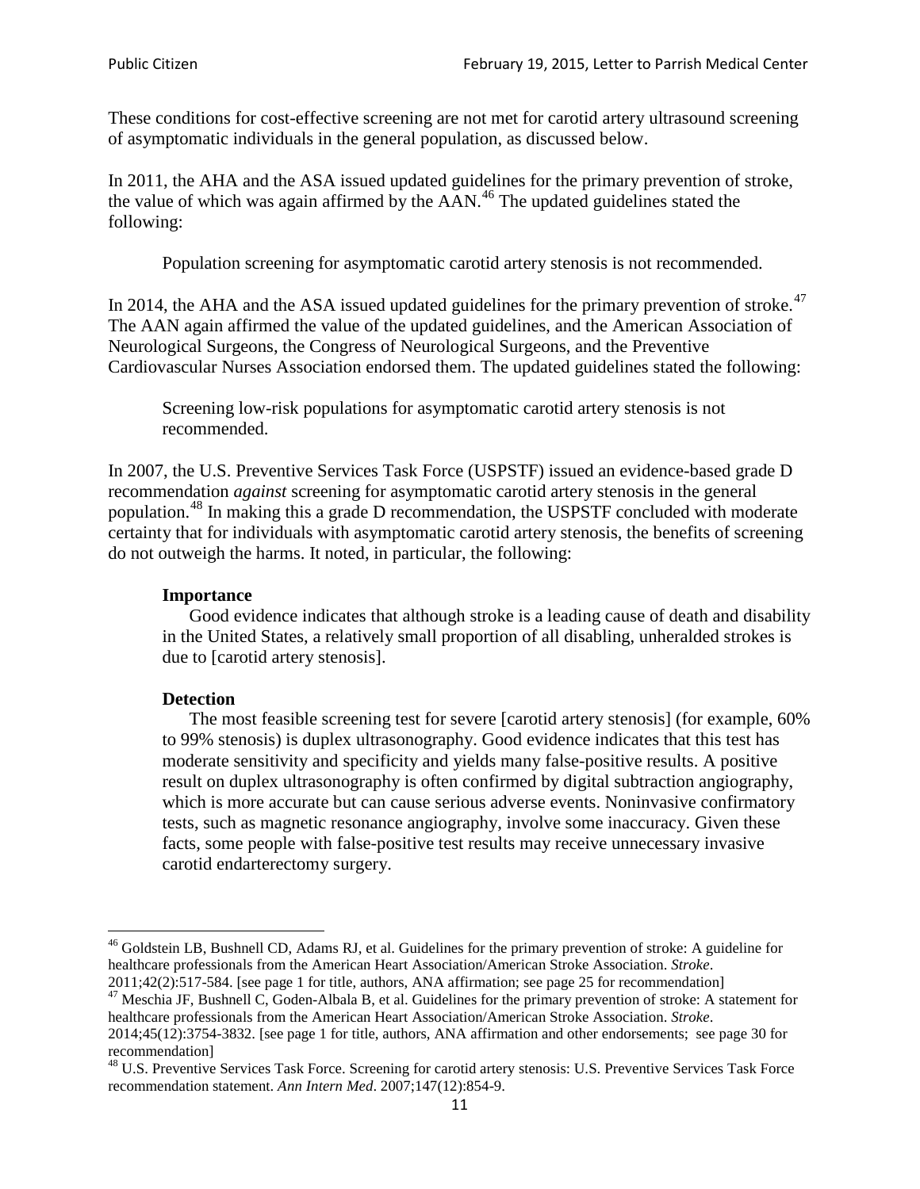These conditions for cost-effective screening are not met for carotid artery ultrasound screening of asymptomatic individuals in the general population, as discussed below.

In 2011, the AHA and the ASA issued updated guidelines for the primary prevention of stroke, the value of which was again affirmed by the AAN.[46] The updated guidelines stated the following:

> Population screening for asymptomatic carotid artery stenosis is not recommended.

In 2014, the AHA and the ASA issued updated guidelines for the primary prevention of stroke.[47] The AAN again affirmed the value of the updated guidelines, and the American Association of Neurological Surgeons, the Congress of Neurological Surgeons, and the Preventive Cardiovascular Nurses Association endorsed them. The updated guidelines stated the following:

> Screening low-risk populations for asymptomatic carotid artery stenosis is not recommended.

In 2007, the U.S. Preventive Services Task Force (USPSTF) issued an evidence-based grade D recommendation *against* screening for asymptomatic carotid artery stenosis in the general population.[48] In making this a grade D recommendation, the USPSTF concluded with moderate certainty that for individuals with asymptomatic carotid artery stenosis, the benefits of screening do not outweigh the harms. It noted, in particular, the following:

> **Importance**
>
> Good evidence indicates that although stroke is a leading cause of death and disability in the United States, a relatively small proportion of all disabling, unheralded strokes is due to [carotid artery stenosis].
>
> **Detection**
>
> The most feasible screening test for severe [carotid artery stenosis] (for example, 60% to 99% stenosis) is duplex ultrasonography. Good evidence indicates that this test has moderate sensitivity and specificity and yields many false-positive results. A positive result on duplex ultrasonography is often confirmed by digital subtraction angiography, which is more accurate but can cause serious adverse events. Noninvasive confirmatory tests, such as magnetic resonance angiography, involve some inaccuracy. Given these facts, some people with false-positive test results may receive unnecessary invasive carotid endarterectomy surgery.

---

[46] Goldstein LB, Bushnell CD, Adams RJ, et al. Guidelines for the primary prevention of stroke: A guideline for healthcare professionals from the American Heart Association/American Stroke Association. *Stroke*. 2011;42(2):517-584. [see page 1 for title, authors, ANA affirmation; see page 25 for recommendation]

[47] Meschia JF, Bushnell C, Goden-Albala B, et al. Guidelines for the primary prevention of stroke: A statement for healthcare professionals from the American Heart Association/American Stroke Association. *Stroke*. 2014;45(12):3754-3832. [see page 1 for title, authors, ANA affirmation and other endorsements; see page 30 for recommendation]

[48] U.S. Preventive Services Task Force. Screening for carotid artery stenosis: U.S. Preventive Services Task Force recommendation statement. *Ann Intern Med*. 2007;147(12):854-9.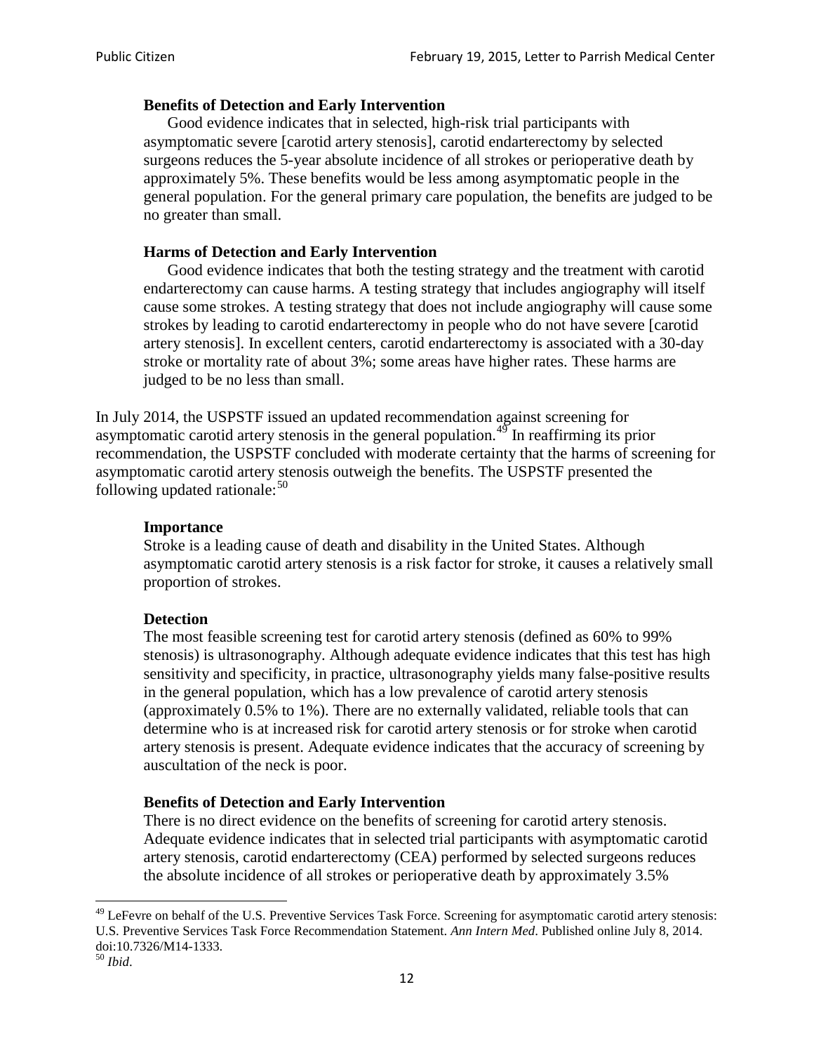> **Benefits of Detection and Early Intervention**
>
> Good evidence indicates that in selected, high-risk trial participants with asymptomatic severe [carotid artery stenosis], carotid endarterectomy by selected surgeons reduces the 5-year absolute incidence of all strokes or perioperative death by approximately 5%. These benefits would be less among asymptomatic people in the general population. For the general primary care population, the benefits are judged to be no greater than small.
>
> **Harms of Detection and Early Intervention**
>
> Good evidence indicates that both the testing strategy and the treatment with carotid endarterectomy can cause harms. A testing strategy that includes angiography will itself cause some strokes. A testing strategy that does not include angiography will cause some strokes by leading to carotid endarterectomy in people who do not have severe [carotid artery stenosis]. In excellent centers, carotid endarterectomy is associated with a 30-day stroke or mortality rate of about 3%; some areas have higher rates. These harms are judged to be no less than small.

In July 2014, the USPSTF issued an updated recommendation against screening for asymptomatic carotid artery stenosis in the general population.[49] In reaffirming its prior recommendation, the USPSTF concluded with moderate certainty that the harms of screening for asymptomatic carotid artery stenosis outweigh the benefits. The USPSTF presented the following updated rationale:[50]

> **Importance**
>
> Stroke is a leading cause of death and disability in the United States. Although asymptomatic carotid artery stenosis is a risk factor for stroke, it causes a relatively small proportion of strokes.
>
> **Detection**
>
> The most feasible screening test for carotid artery stenosis (defined as 60% to 99% stenosis) is ultrasonography. Although adequate evidence indicates that this test has high sensitivity and specificity, in practice, ultrasonography yields many false-positive results in the general population, which has a low prevalence of carotid artery stenosis (approximately 0.5% to 1%). There are no externally validated, reliable tools that can determine who is at increased risk for carotid artery stenosis or for stroke when carotid artery stenosis is present. Adequate evidence indicates that the accuracy of screening by auscultation of the neck is poor.
>
> **Benefits of Detection and Early Intervention**
>
> There is no direct evidence on the benefits of screening for carotid artery stenosis. Adequate evidence indicates that in selected trial participants with asymptomatic carotid artery stenosis, carotid endarterectomy (CEA) performed by selected surgeons reduces the absolute incidence of all strokes or perioperative death by approximately 3.5%

[49] LeFevre on behalf of the U.S. Preventive Services Task Force. Screening for asymptomatic carotid artery stenosis: U.S. Preventive Services Task Force Recommendation Statement. *Ann Intern Med*. Published online July 8, 2014. doi:10.7326/M14-1333.

[50] *Ibid*.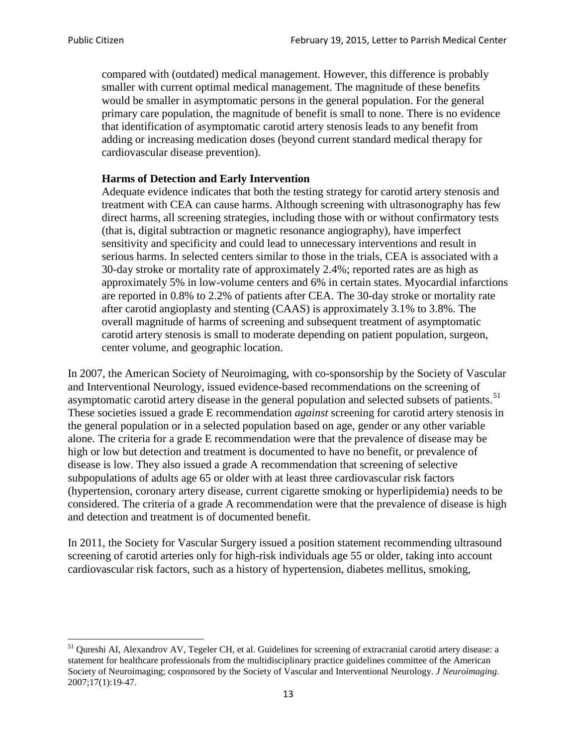compared with (outdated) medical management. However, this difference is probably smaller with current optimal medical management. The magnitude of these benefits would be smaller in asymptomatic persons in the general population. For the general primary care population, the magnitude of benefit is small to none. There is no evidence that identification of asymptomatic carotid artery stenosis leads to any benefit from adding or increasing medication doses (beyond current standard medical therapy for cardiovascular disease prevention).

> **Harms of Detection and Early Intervention**
> Adequate evidence indicates that both the testing strategy for carotid artery stenosis and treatment with CEA can cause harms. Although screening with ultrasonography has few direct harms, all screening strategies, including those with or without confirmatory tests (that is, digital subtraction or magnetic resonance angiography), have imperfect sensitivity and specificity and could lead to unnecessary interventions and result in serious harms. In selected centers similar to those in the trials, CEA is associated with a 30-day stroke or mortality rate of approximately 2.4%; reported rates are as high as approximately 5% in low-volume centers and 6% in certain states. Myocardial infarctions are reported in 0.8% to 2.2% of patients after CEA. The 30-day stroke or mortality rate after carotid angioplasty and stenting (CAAS) is approximately 3.1% to 3.8%. The overall magnitude of harms of screening and subsequent treatment of asymptomatic carotid artery stenosis is small to moderate depending on patient population, surgeon, center volume, and geographic location.

In 2007, the American Society of Neuroimaging, with co-sponsorship by the Society of Vascular and Interventional Neurology, issued evidence-based recommendations on the screening of asymptomatic carotid artery disease in the general population and selected subsets of patients.[51] These societies issued a grade E recommendation *against* screening for carotid artery stenosis in the general population or in a selected population based on age, gender or any other variable alone. The criteria for a grade E recommendation were that the prevalence of disease may be high or low but detection and treatment is documented to have no benefit, or prevalence of disease is low. They also issued a grade A recommendation that screening of selective subpopulations of adults age 65 or older with at least three cardiovascular risk factors (hypertension, coronary artery disease, current cigarette smoking or hyperlipidemia) needs to be considered. The criteria of a grade A recommendation were that the prevalence of disease is high and detection and treatment is of documented benefit.

In 2011, the Society for Vascular Surgery issued a position statement recommending ultrasound screening of carotid arteries only for high-risk individuals age 55 or older, taking into account cardiovascular risk factors, such as a history of hypertension, diabetes mellitus, smoking,

---

[51] Qureshi AI, Alexandrov AV, Tegeler CH, et al. Guidelines for screening of extracranial carotid artery disease: a statement for healthcare professionals from the multidisciplinary practice guidelines committee of the American Society of Neuroimaging; cosponsored by the Society of Vascular and Interventional Neurology. *J Neuroimaging*. 2007;17(1):19-47.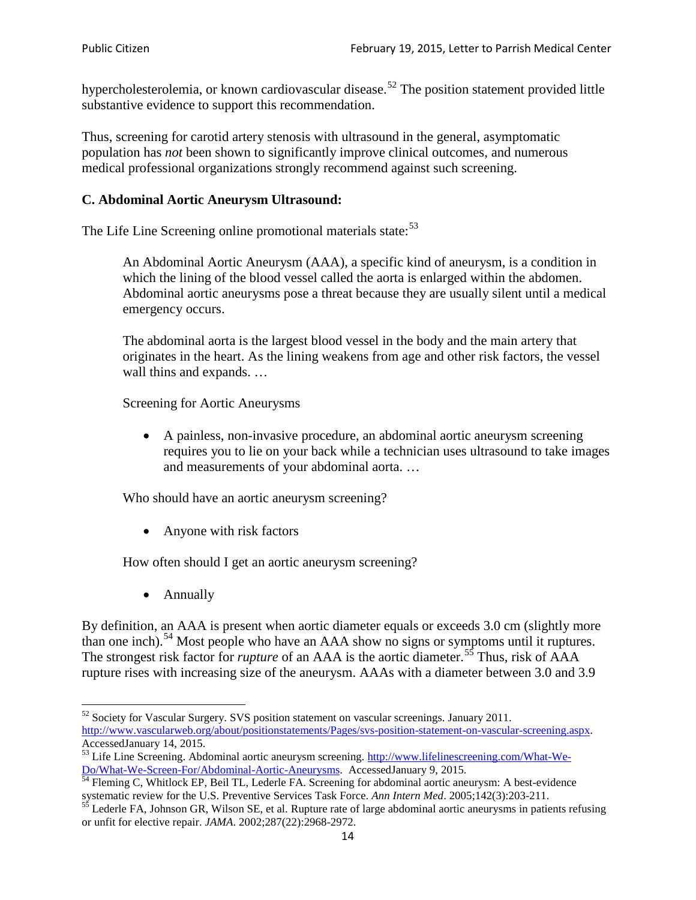hypercholesterolemia, or known cardiovascular disease.[52] The position statement provided little substantive evidence to support this recommendation.

Thus, screening for carotid artery stenosis with ultrasound in the general, asymptomatic population has *not* been shown to significantly improve clinical outcomes, and numerous medical professional organizations strongly recommend against such screening.

### C. Abdominal Aortic Aneurysm Ultrasound:

The Life Line Screening online promotional materials state:[53]

> An Abdominal Aortic Aneurysm (AAA), a specific kind of aneurysm, is a condition in which the lining of the blood vessel called the aorta is enlarged within the abdomen. Abdominal aortic aneurysms pose a threat because they are usually silent until a medical emergency occurs.
>
> The abdominal aorta is the largest blood vessel in the body and the main artery that originates in the heart. As the lining weakens from age and other risk factors, the vessel wall thins and expands. …
>
> Screening for Aortic Aneurysms
>
> - A painless, non-invasive procedure, an abdominal aortic aneurysm screening requires you to lie on your back while a technician uses ultrasound to take images and measurements of your abdominal aorta. …
>
> Who should have an aortic aneurysm screening?
>
> - Anyone with risk factors
>
> How often should I get an aortic aneurysm screening?
>
> - Annually

By definition, an AAA is present when aortic diameter equals or exceeds 3.0 cm (slightly more than one inch).[54] Most people who have an AAA show no signs or symptoms until it ruptures. The strongest risk factor for *rupture* of an AAA is the aortic diameter.[55] Thus, risk of AAA rupture rises with increasing size of the aneurysm. AAAs with a diameter between 3.0 and 3.9

---

[52] Society for Vascular Surgery. SVS position statement on vascular screenings. January 2011. http://www.vascularweb.org/about/positionstatements/Pages/svs-position-statement-on-vascular-screening.aspx. AccessedJanuary 14, 2015.

[53] Life Line Screening. Abdominal aortic aneurysm screening. http://www.lifelinescreening.com/What-We-Do/What-We-Screen-For/Abdominal-Aortic-Aneurysms. AccessedJanuary 9, 2015.

[54] Fleming C, Whitlock EP, Beil TL, Lederle FA. Screening for abdominal aortic aneurysm: A best-evidence systematic review for the U.S. Preventive Services Task Force. *Ann Intern Med*. 2005;142(3):203-211.

[55] Lederle FA, Johnson GR, Wilson SE, et al. Rupture rate of large abdominal aortic aneurysms in patients refusing or unfit for elective repair. *JAMA*. 2002;287(22):2968-2972.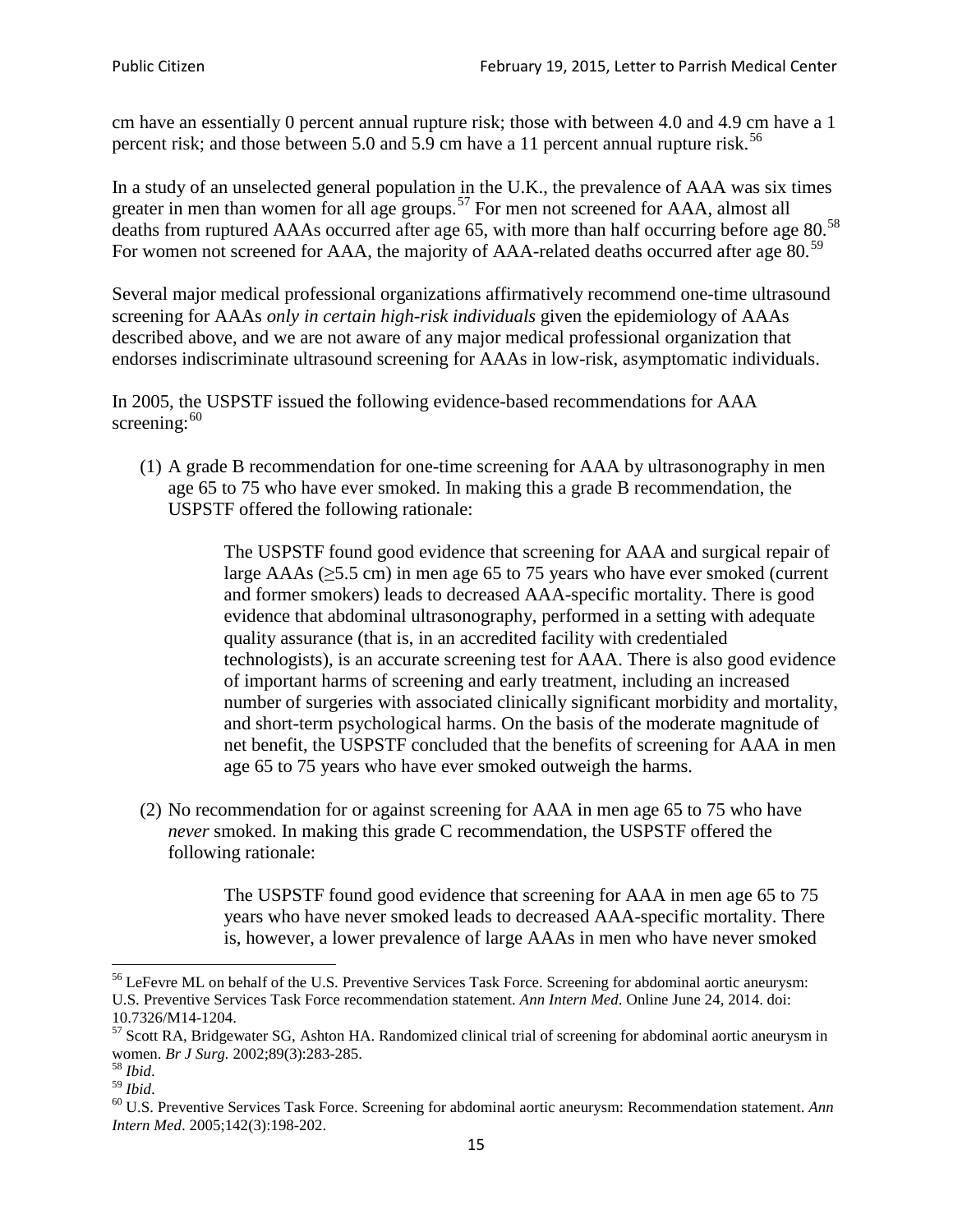cm have an essentially 0 percent annual rupture risk; those with between 4.0 and 4.9 cm have a 1 percent risk; and those between 5.0 and 5.9 cm have a 11 percent annual rupture risk.[56]

In a study of an unselected general population in the U.K., the prevalence of AAA was six times greater in men than women for all age groups.[57] For men not screened for AAA, almost all deaths from ruptured AAAs occurred after age 65, with more than half occurring before age 80.[58] For women not screened for AAA, the majority of AAA-related deaths occurred after age 80.[59]

Several major medical professional organizations affirmatively recommend one-time ultrasound screening for AAAs *only in certain high-risk individuals* given the epidemiology of AAAs described above, and we are not aware of any major medical professional organization that endorses indiscriminate ultrasound screening for AAAs in low-risk, asymptomatic individuals.

In 2005, the USPSTF issued the following evidence-based recommendations for AAA screening:[60]

(1) A grade B recommendation for one-time screening for AAA by ultrasonography in men age 65 to 75 who have ever smoked. In making this a grade B recommendation, the USPSTF offered the following rationale:

> The USPSTF found good evidence that screening for AAA and surgical repair of large AAAs (≥5.5 cm) in men age 65 to 75 years who have ever smoked (current and former smokers) leads to decreased AAA-specific mortality. There is good evidence that abdominal ultrasonography, performed in a setting with adequate quality assurance (that is, in an accredited facility with credentialed technologists), is an accurate screening test for AAA. There is also good evidence of important harms of screening and early treatment, including an increased number of surgeries with associated clinically significant morbidity and mortality, and short-term psychological harms. On the basis of the moderate magnitude of net benefit, the USPSTF concluded that the benefits of screening for AAA in men age 65 to 75 years who have ever smoked outweigh the harms.

(2) No recommendation for or against screening for AAA in men age 65 to 75 who have *never* smoked. In making this grade C recommendation, the USPSTF offered the following rationale:

> The USPSTF found good evidence that screening for AAA in men age 65 to 75 years who have never smoked leads to decreased AAA-specific mortality. There is, however, a lower prevalence of large AAAs in men who have never smoked

---

[56] LeFevre ML on behalf of the U.S. Preventive Services Task Force. Screening for abdominal aortic aneurysm: U.S. Preventive Services Task Force recommendation statement. *Ann Intern Med*. Online June 24, 2014. doi: 10.7326/M14-1204.

[57] Scott RA, Bridgewater SG, Ashton HA. Randomized clinical trial of screening for abdominal aortic aneurysm in women. *Br J Surg.* 2002;89(3):283-285.

[58] *Ibid*.

[59] *Ibid*.

[60] U.S. Preventive Services Task Force. Screening for abdominal aortic aneurysm: Recommendation statement. *Ann Intern Med*. 2005;142(3):198-202.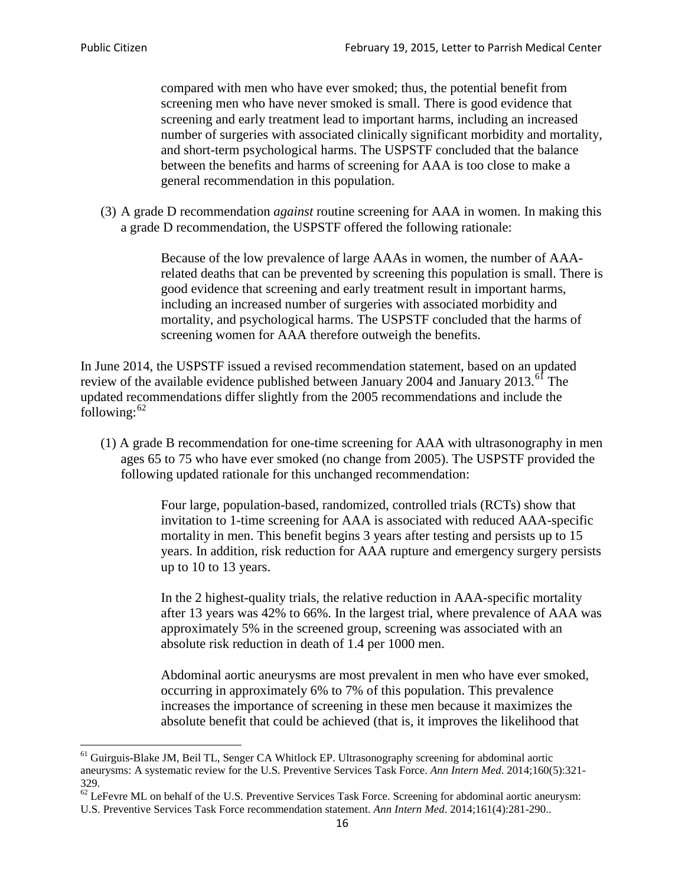> compared with men who have ever smoked; thus, the potential benefit from screening men who have never smoked is small. There is good evidence that screening and early treatment lead to important harms, including an increased number of surgeries with associated clinically significant morbidity and mortality, and short-term psychological harms. The USPSTF concluded that the balance between the benefits and harms of screening for AAA is too close to make a general recommendation in this population.

(3) A grade D recommendation *against* routine screening for AAA in women. In making this a grade D recommendation, the USPSTF offered the following rationale:

> Because of the low prevalence of large AAAs in women, the number of AAA-related deaths that can be prevented by screening this population is small. There is good evidence that screening and early treatment result in important harms, including an increased number of surgeries with associated morbidity and mortality, and psychological harms. The USPSTF concluded that the harms of screening women for AAA therefore outweigh the benefits.

In June 2014, the USPSTF issued a revised recommendation statement, based on an updated review of the available evidence published between January 2004 and January 2013.[61] The updated recommendations differ slightly from the 2005 recommendations and include the following:[62]

(1) A grade B recommendation for one-time screening for AAA with ultrasonography in men ages 65 to 75 who have ever smoked (no change from 2005). The USPSTF provided the following updated rationale for this unchanged recommendation:

> Four large, population-based, randomized, controlled trials (RCTs) show that invitation to 1-time screening for AAA is associated with reduced AAA-specific mortality in men. This benefit begins 3 years after testing and persists up to 15 years. In addition, risk reduction for AAA rupture and emergency surgery persists up to 10 to 13 years.
>
> In the 2 highest-quality trials, the relative reduction in AAA-specific mortality after 13 years was 42% to 66%. In the largest trial, where prevalence of AAA was approximately 5% in the screened group, screening was associated with an absolute risk reduction in death of 1.4 per 1000 men.
>
> Abdominal aortic aneurysms are most prevalent in men who have ever smoked, occurring in approximately 6% to 7% of this population. This prevalence increases the importance of screening in these men because it maximizes the absolute benefit that could be achieved (that is, it improves the likelihood that

---

[61] Guirguis-Blake JM, Beil TL, Senger CA Whitlock EP. Ultrasonography screening for abdominal aortic aneurysms: A systematic review for the U.S. Preventive Services Task Force. *Ann Intern Med*. 2014;160(5):321-329.

[62] LeFevre ML on behalf of the U.S. Preventive Services Task Force. Screening for abdominal aortic aneurysm: U.S. Preventive Services Task Force recommendation statement. *Ann Intern Med*. 2014;161(4):281-290..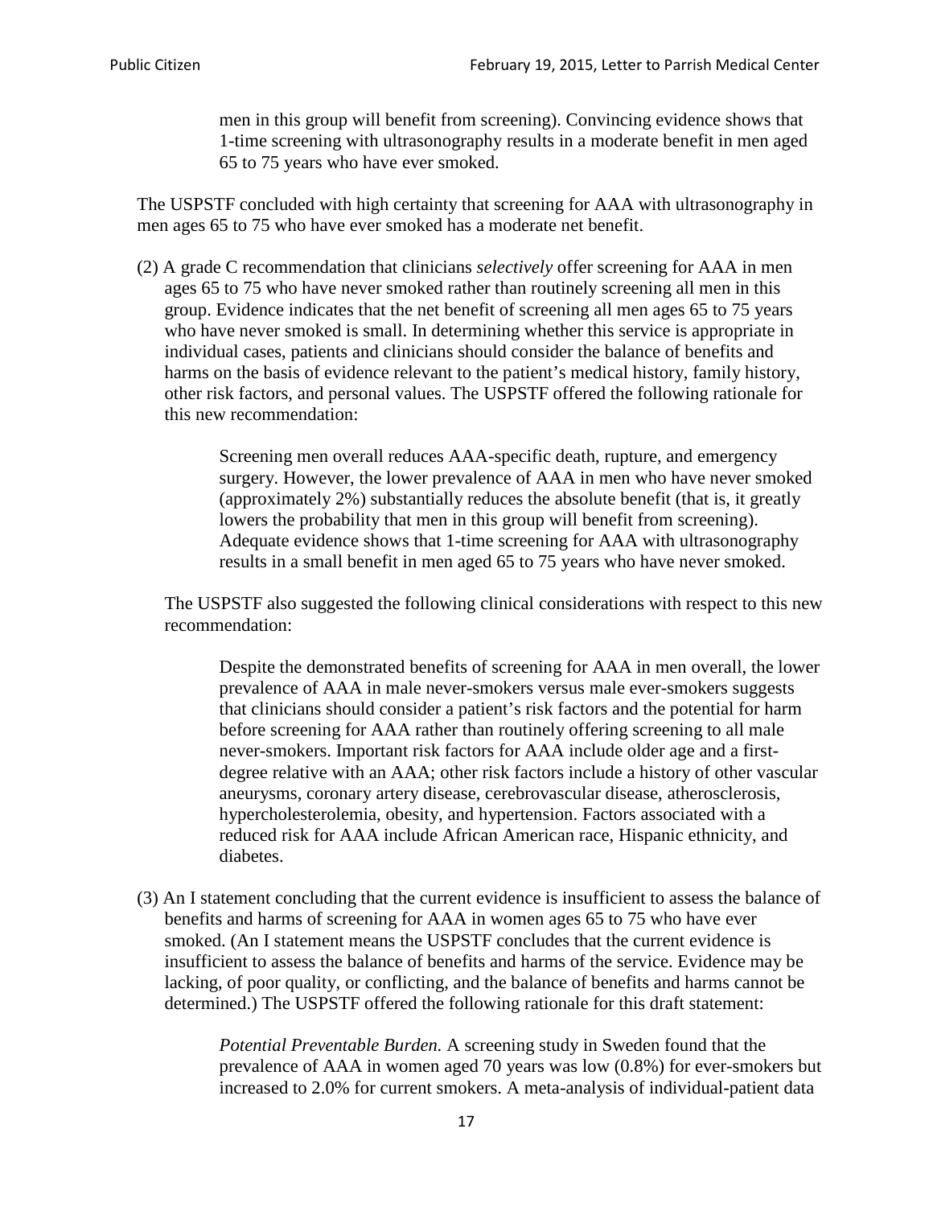> men in this group will benefit from screening). Convincing evidence shows that 1-time screening with ultrasonography results in a moderate benefit in men aged 65 to 75 years who have ever smoked.

The USPSTF concluded with high certainty that screening for AAA with ultrasonography in men ages 65 to 75 who have ever smoked has a moderate net benefit.

(2) A grade C recommendation that clinicians *selectively* offer screening for AAA in men ages 65 to 75 who have never smoked rather than routinely screening all men in this group. Evidence indicates that the net benefit of screening all men ages 65 to 75 years who have never smoked is small. In determining whether this service is appropriate in individual cases, patients and clinicians should consider the balance of benefits and harms on the basis of evidence relevant to the patient's medical history, family history, other risk factors, and personal values. The USPSTF offered the following rationale for this new recommendation:

> Screening men overall reduces AAA-specific death, rupture, and emergency surgery. However, the lower prevalence of AAA in men who have never smoked (approximately 2%) substantially reduces the absolute benefit (that is, it greatly lowers the probability that men in this group will benefit from screening). Adequate evidence shows that 1-time screening for AAA with ultrasonography results in a small benefit in men aged 65 to 75 years who have never smoked.

The USPSTF also suggested the following clinical considerations with respect to this new recommendation:

> Despite the demonstrated benefits of screening for AAA in men overall, the lower prevalence of AAA in male never-smokers versus male ever-smokers suggests that clinicians should consider a patient's risk factors and the potential for harm before screening for AAA rather than routinely offering screening to all male never-smokers. Important risk factors for AAA include older age and a first-degree relative with an AAA; other risk factors include a history of other vascular aneurysms, coronary artery disease, cerebrovascular disease, atherosclerosis, hypercholesterolemia, obesity, and hypertension. Factors associated with a reduced risk for AAA include African American race, Hispanic ethnicity, and diabetes.

(3) An I statement concluding that the current evidence is insufficient to assess the balance of benefits and harms of screening for AAA in women ages 65 to 75 who have ever smoked. (An I statement means the USPSTF concludes that the current evidence is insufficient to assess the balance of benefits and harms of the service. Evidence may be lacking, of poor quality, or conflicting, and the balance of benefits and harms cannot be determined.) The USPSTF offered the following rationale for this draft statement:

> *Potential Preventable Burden.* A screening study in Sweden found that the prevalence of AAA in women aged 70 years was low (0.8%) for ever-smokers but increased to 2.0% for current smokers. A meta-analysis of individual-patient data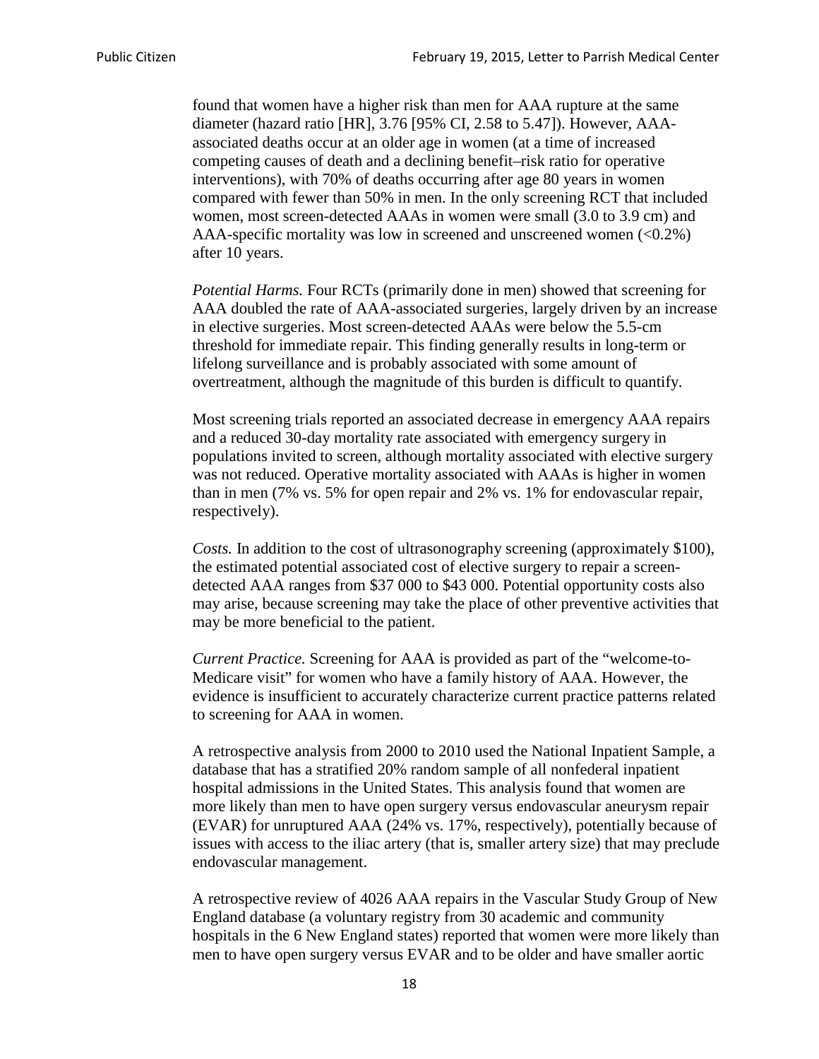found that women have a higher risk than men for AAA rupture at the same diameter (hazard ratio [HR], 3.76 [95% CI, 2.58 to 5.47]). However, AAA-associated deaths occur at an older age in women (at a time of increased competing causes of death and a declining benefit–risk ratio for operative interventions), with 70% of deaths occurring after age 80 years in women compared with fewer than 50% in men. In the only screening RCT that included women, most screen-detected AAAs in women were small (3.0 to 3.9 cm) and AAA-specific mortality was low in screened and unscreened women (<0.2%) after 10 years.

*Potential Harms.* Four RCTs (primarily done in men) showed that screening for AAA doubled the rate of AAA-associated surgeries, largely driven by an increase in elective surgeries. Most screen-detected AAAs were below the 5.5-cm threshold for immediate repair. This finding generally results in long-term or lifelong surveillance and is probably associated with some amount of overtreatment, although the magnitude of this burden is difficult to quantify.

Most screening trials reported an associated decrease in emergency AAA repairs and a reduced 30-day mortality rate associated with emergency surgery in populations invited to screen, although mortality associated with elective surgery was not reduced. Operative mortality associated with AAAs is higher in women than in men (7% vs. 5% for open repair and 2% vs. 1% for endovascular repair, respectively).

*Costs.* In addition to the cost of ultrasonography screening (approximately $100), the estimated potential associated cost of elective surgery to repair a screen-detected AAA ranges from $37 000 to $43 000. Potential opportunity costs also may arise, because screening may take the place of other preventive activities that may be more beneficial to the patient.

*Current Practice.* Screening for AAA is provided as part of the "welcome-to-Medicare visit" for women who have a family history of AAA. However, the evidence is insufficient to accurately characterize current practice patterns related to screening for AAA in women.

A retrospective analysis from 2000 to 2010 used the National Inpatient Sample, a database that has a stratified 20% random sample of all nonfederal inpatient hospital admissions in the United States. This analysis found that women are more likely than men to have open surgery versus endovascular aneurysm repair (EVAR) for unruptured AAA (24% vs. 17%, respectively), potentially because of issues with access to the iliac artery (that is, smaller artery size) that may preclude endovascular management.

A retrospective review of 4026 AAA repairs in the Vascular Study Group of New England database (a voluntary registry from 30 academic and community hospitals in the 6 New England states) reported that women were more likely than men to have open surgery versus EVAR and to be older and have smaller aortic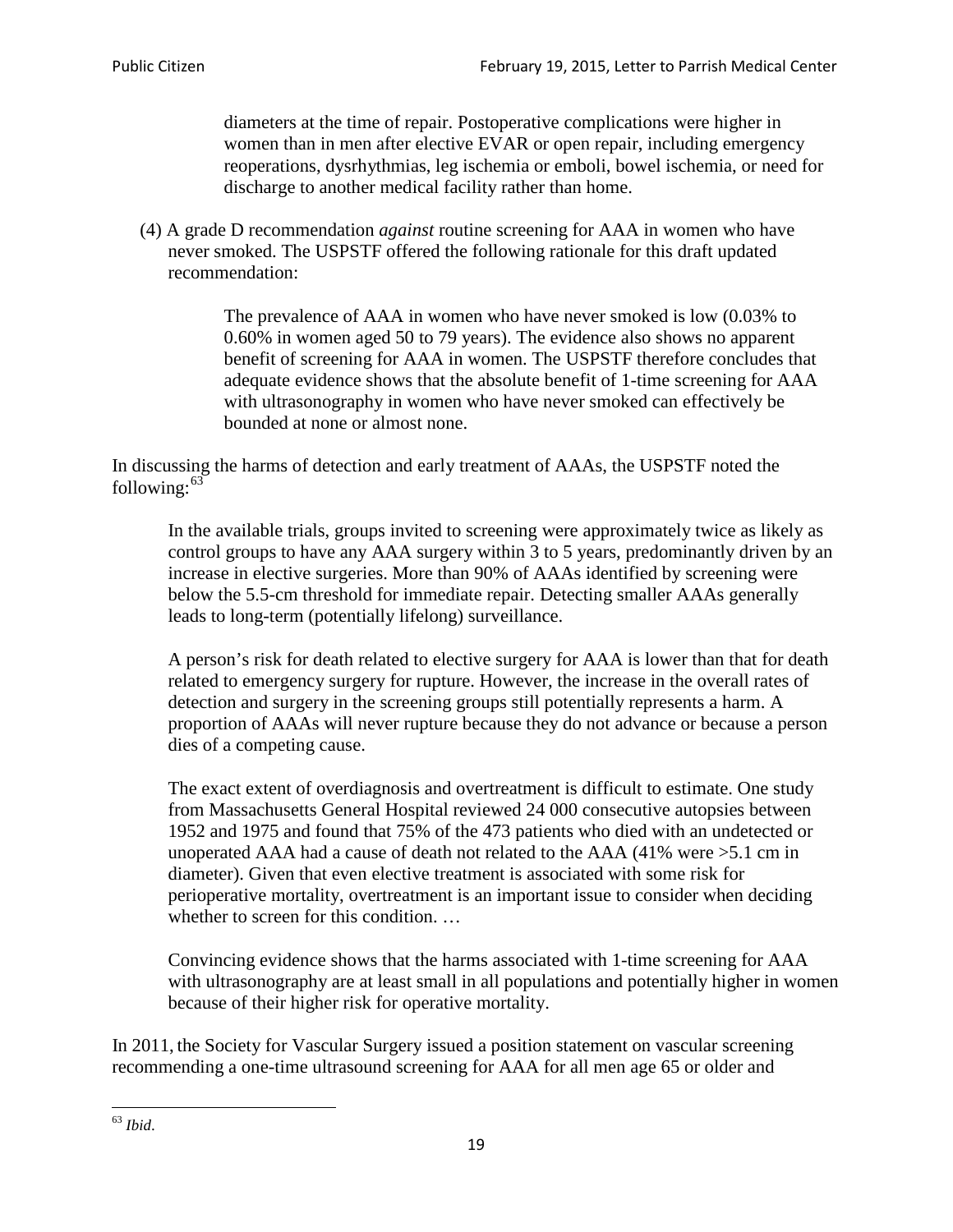> diameters at the time of repair. Postoperative complications were higher in women than in men after elective EVAR or open repair, including emergency reoperations, dysrhythmias, leg ischemia or emboli, bowel ischemia, or need for discharge to another medical facility rather than home.

(4) A grade D recommendation *against* routine screening for AAA in women who have never smoked. The USPSTF offered the following rationale for this draft updated recommendation:

> The prevalence of AAA in women who have never smoked is low (0.03% to 0.60% in women aged 50 to 79 years). The evidence also shows no apparent benefit of screening for AAA in women. The USPSTF therefore concludes that adequate evidence shows that the absolute benefit of 1-time screening for AAA with ultrasonography in women who have never smoked can effectively be bounded at none or almost none.

In discussing the harms of detection and early treatment of AAAs, the USPSTF noted the following:[63]

> In the available trials, groups invited to screening were approximately twice as likely as control groups to have any AAA surgery within 3 to 5 years, predominantly driven by an increase in elective surgeries. More than 90% of AAAs identified by screening were below the 5.5-cm threshold for immediate repair. Detecting smaller AAAs generally leads to long-term (potentially lifelong) surveillance.
>
> A person's risk for death related to elective surgery for AAA is lower than that for death related to emergency surgery for rupture. However, the increase in the overall rates of detection and surgery in the screening groups still potentially represents a harm. A proportion of AAAs will never rupture because they do not advance or because a person dies of a competing cause.
>
> The exact extent of overdiagnosis and overtreatment is difficult to estimate. One study from Massachusetts General Hospital reviewed 24 000 consecutive autopsies between 1952 and 1975 and found that 75% of the 473 patients who died with an undetected or unoperated AAA had a cause of death not related to the AAA (41% were >5.1 cm in diameter). Given that even elective treatment is associated with some risk for perioperative mortality, overtreatment is an important issue to consider when deciding whether to screen for this condition. …
>
> Convincing evidence shows that the harms associated with 1-time screening for AAA with ultrasonography are at least small in all populations and potentially higher in women because of their higher risk for operative mortality.

In 2011, the Society for Vascular Surgery issued a position statement on vascular screening recommending a one-time ultrasound screening for AAA for all men age 65 or older and

[63] *Ibid*.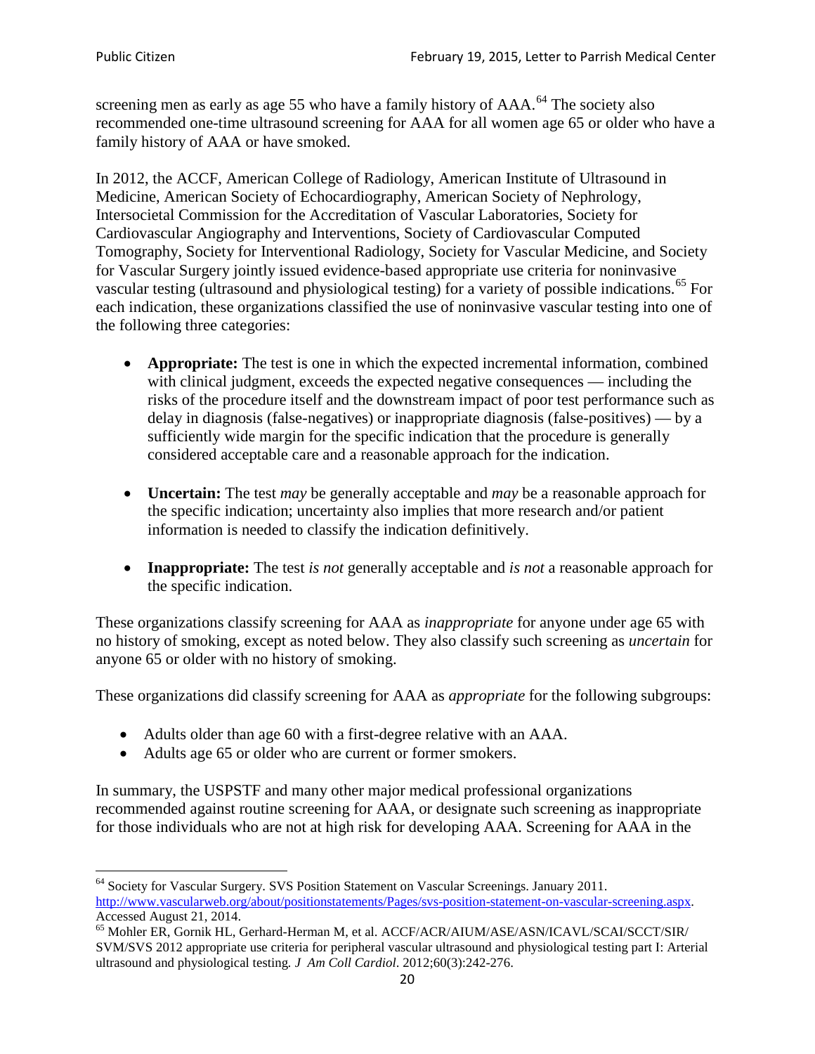screening men as early as age 55 who have a family history of AAA.[64] The society also recommended one-time ultrasound screening for AAA for all women age 65 or older who have a family history of AAA or have smoked.

In 2012, the ACCF, American College of Radiology, American Institute of Ultrasound in Medicine, American Society of Echocardiography, American Society of Nephrology, Intersocietal Commission for the Accreditation of Vascular Laboratories, Society for Cardiovascular Angiography and Interventions, Society of Cardiovascular Computed Tomography, Society for Interventional Radiology, Society for Vascular Medicine, and Society for Vascular Surgery jointly issued evidence-based appropriate use criteria for noninvasive vascular testing (ultrasound and physiological testing) for a variety of possible indications.[65] For each indication, these organizations classified the use of noninvasive vascular testing into one of the following three categories:

- **Appropriate:** The test is one in which the expected incremental information, combined with clinical judgment, exceeds the expected negative consequences — including the risks of the procedure itself and the downstream impact of poor test performance such as delay in diagnosis (false-negatives) or inappropriate diagnosis (false-positives) — by a sufficiently wide margin for the specific indication that the procedure is generally considered acceptable care and a reasonable approach for the indication.

- **Uncertain:** The test *may* be generally acceptable and *may* be a reasonable approach for the specific indication; uncertainty also implies that more research and/or patient information is needed to classify the indication definitively.

- **Inappropriate:** The test *is not* generally acceptable and *is not* a reasonable approach for the specific indication.

These organizations classify screening for AAA as *inappropriate* for anyone under age 65 with no history of smoking, except as noted below. They also classify such screening as *uncertain* for anyone 65 or older with no history of smoking.

These organizations did classify screening for AAA as *appropriate* for the following subgroups:

- Adults older than age 60 with a first-degree relative with an AAA.
- Adults age 65 or older who are current or former smokers.

In summary, the USPSTF and many other major medical professional organizations recommended against routine screening for AAA, or designate such screening as inappropriate for those individuals who are not at high risk for developing AAA. Screening for AAA in the

---

[64] Society for Vascular Surgery. SVS Position Statement on Vascular Screenings. January 2011. http://www.vascularweb.org/about/positionstatements/Pages/svs-position-statement-on-vascular-screening.aspx. Accessed August 21, 2014.

[65] Mohler ER, Gornik HL, Gerhard-Herman M, et al. ACCF/ACR/AIUM/ASE/ASN/ICAVL/SCAI/SCCT/SIR/SVM/SVS 2012 appropriate use criteria for peripheral vascular ultrasound and physiological testing part I: Arterial ultrasound and physiological testing. *J Am Coll Cardiol*. 2012;60(3):242-276.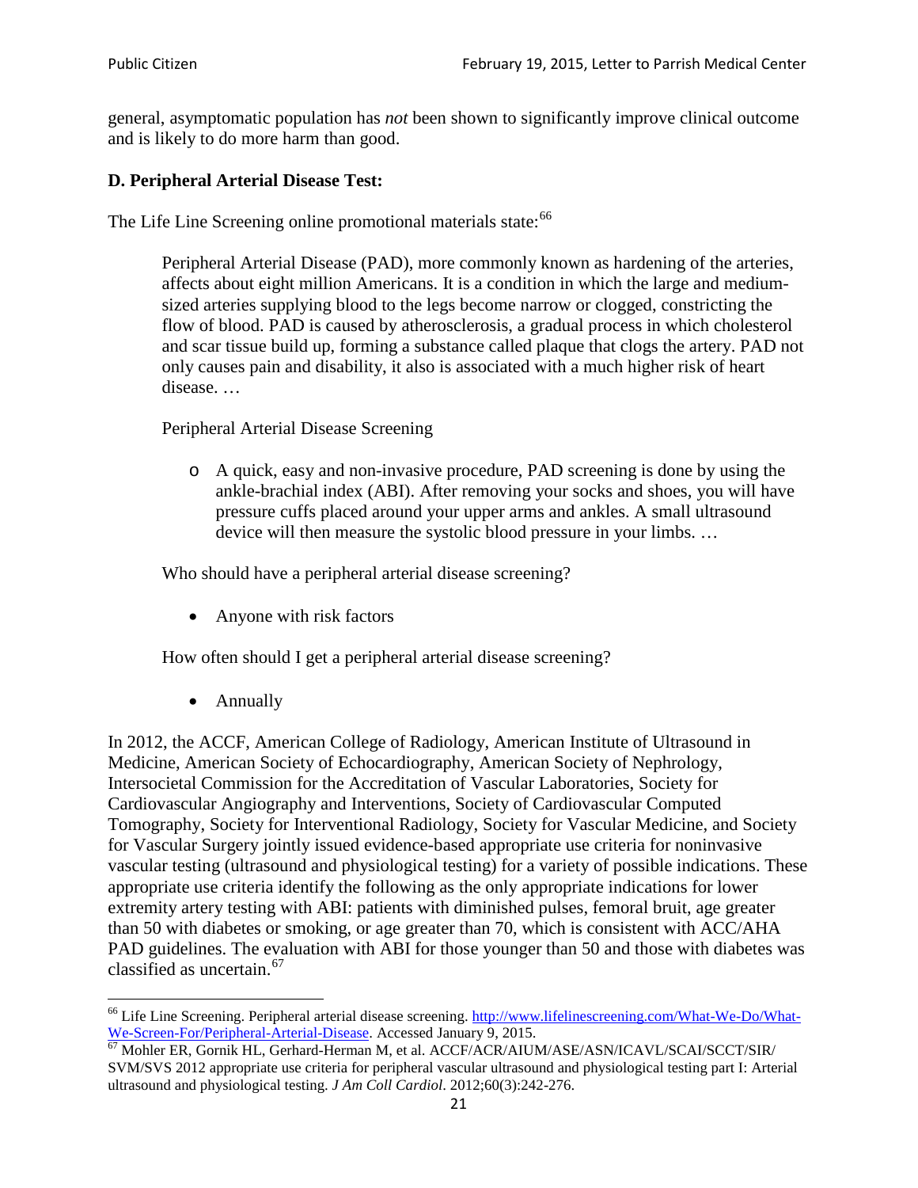general, asymptomatic population has *not* been shown to significantly improve clinical outcome and is likely to do more harm than good.

### D. Peripheral Arterial Disease Test:

The Life Line Screening online promotional materials state:[66]

> Peripheral Arterial Disease (PAD), more commonly known as hardening of the arteries, affects about eight million Americans. It is a condition in which the large and medium-sized arteries supplying blood to the legs become narrow or clogged, constricting the flow of blood. PAD is caused by atherosclerosis, a gradual process in which cholesterol and scar tissue build up, forming a substance called plaque that clogs the artery. PAD not only causes pain and disability, it also is associated with a much higher risk of heart disease. …
>
> Peripheral Arterial Disease Screening
>
> - A quick, easy and non-invasive procedure, PAD screening is done by using the ankle-brachial index (ABI). After removing your socks and shoes, you will have pressure cuffs placed around your upper arms and ankles. A small ultrasound device will then measure the systolic blood pressure in your limbs. …
>
> Who should have a peripheral arterial disease screening?
>
> - Anyone with risk factors
>
> How often should I get a peripheral arterial disease screening?
>
> - Annually

In 2012, the ACCF, American College of Radiology, American Institute of Ultrasound in Medicine, American Society of Echocardiography, American Society of Nephrology, Intersocietal Commission for the Accreditation of Vascular Laboratories, Society for Cardiovascular Angiography and Interventions, Society of Cardiovascular Computed Tomography, Society for Interventional Radiology, Society for Vascular Medicine, and Society for Vascular Surgery jointly issued evidence-based appropriate use criteria for noninvasive vascular testing (ultrasound and physiological testing) for a variety of possible indications. These appropriate use criteria identify the following as the only appropriate indications for lower extremity artery testing with ABI: patients with diminished pulses, femoral bruit, age greater than 50 with diabetes or smoking, or age greater than 70, which is consistent with ACC/AHA PAD guidelines. The evaluation with ABI for those younger than 50 and those with diabetes was classified as uncertain.[67]

---

[66] Life Line Screening. Peripheral arterial disease screening. http://www.lifelinescreening.com/What-We-Do/What-We-Screen-For/Peripheral-Arterial-Disease. Accessed January 9, 2015.

[67] Mohler ER, Gornik HL, Gerhard-Herman M, et al. ACCF/ACR/AIUM/ASE/ASN/ICAVL/SCAI/SCCT/SIR/SVM/SVS 2012 appropriate use criteria for peripheral vascular ultrasound and physiological testing part I: Arterial ultrasound and physiological testing. *J Am Coll Cardiol*. 2012;60(3):242-276.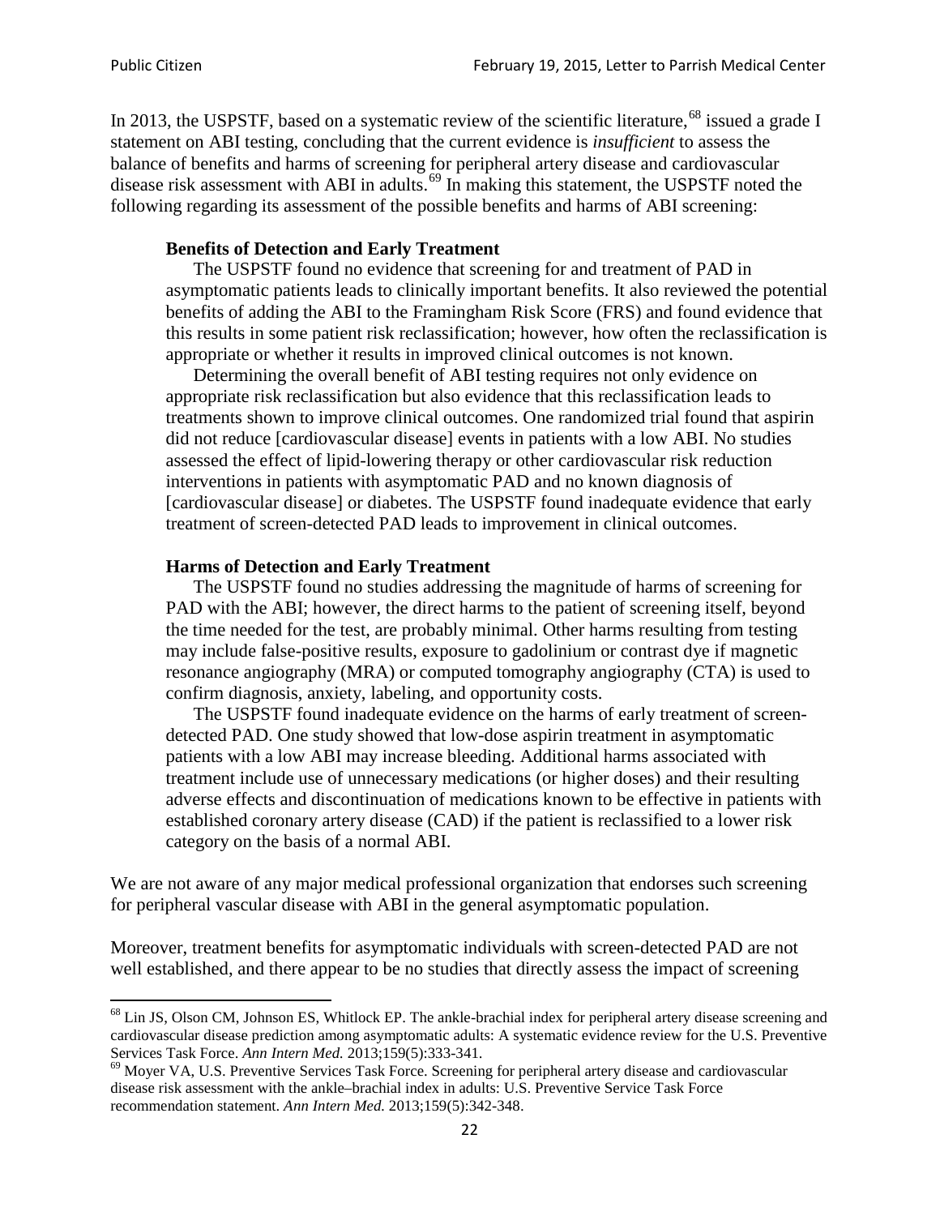In 2013, the USPSTF, based on a systematic review of the scientific literature,[68] issued a grade I statement on ABI testing, concluding that the current evidence is *insufficient* to assess the balance of benefits and harms of screening for peripheral artery disease and cardiovascular disease risk assessment with ABI in adults.[69] In making this statement, the USPSTF noted the following regarding its assessment of the possible benefits and harms of ABI screening:

> **Benefits of Detection and Early Treatment**
>
> The USPSTF found no evidence that screening for and treatment of PAD in asymptomatic patients leads to clinically important benefits. It also reviewed the potential benefits of adding the ABI to the Framingham Risk Score (FRS) and found evidence that this results in some patient risk reclassification; however, how often the reclassification is appropriate or whether it results in improved clinical outcomes is not known.
>
> Determining the overall benefit of ABI testing requires not only evidence on appropriate risk reclassification but also evidence that this reclassification leads to treatments shown to improve clinical outcomes. One randomized trial found that aspirin did not reduce [cardiovascular disease] events in patients with a low ABI. No studies assessed the effect of lipid-lowering therapy or other cardiovascular risk reduction interventions in patients with asymptomatic PAD and no known diagnosis of [cardiovascular disease] or diabetes. The USPSTF found inadequate evidence that early treatment of screen-detected PAD leads to improvement in clinical outcomes.
>
> **Harms of Detection and Early Treatment**
>
> The USPSTF found no studies addressing the magnitude of harms of screening for PAD with the ABI; however, the direct harms to the patient of screening itself, beyond the time needed for the test, are probably minimal. Other harms resulting from testing may include false-positive results, exposure to gadolinium or contrast dye if magnetic resonance angiography (MRA) or computed tomography angiography (CTA) is used to confirm diagnosis, anxiety, labeling, and opportunity costs.
>
> The USPSTF found inadequate evidence on the harms of early treatment of screen-detected PAD. One study showed that low-dose aspirin treatment in asymptomatic patients with a low ABI may increase bleeding. Additional harms associated with treatment include use of unnecessary medications (or higher doses) and their resulting adverse effects and discontinuation of medications known to be effective in patients with established coronary artery disease (CAD) if the patient is reclassified to a lower risk category on the basis of a normal ABI.

We are not aware of any major medical professional organization that endorses such screening for peripheral vascular disease with ABI in the general asymptomatic population.

Moreover, treatment benefits for asymptomatic individuals with screen-detected PAD are not well established, and there appear to be no studies that directly assess the impact of screening

---

[68] Lin JS, Olson CM, Johnson ES, Whitlock EP. The ankle-brachial index for peripheral artery disease screening and cardiovascular disease prediction among asymptomatic adults: A systematic evidence review for the U.S. Preventive Services Task Force. *Ann Intern Med.* 2013;159(5):333-341.

[69] Moyer VA, U.S. Preventive Services Task Force. Screening for peripheral artery disease and cardiovascular disease risk assessment with the ankle–brachial index in adults: U.S. Preventive Service Task Force recommendation statement. *Ann Intern Med.* 2013;159(5):342-348.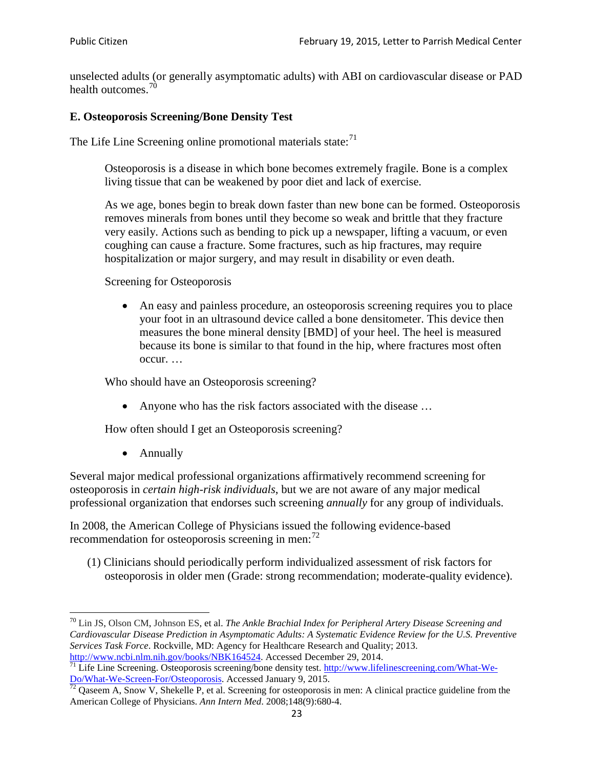unselected adults (or generally asymptomatic adults) with ABI on cardiovascular disease or PAD health outcomes.[70]

### E. Osteoporosis Screening/Bone Density Test

The Life Line Screening online promotional materials state:[71]

> Osteoporosis is a disease in which bone becomes extremely fragile. Bone is a complex living tissue that can be weakened by poor diet and lack of exercise.
>
> As we age, bones begin to break down faster than new bone can be formed. Osteoporosis removes minerals from bones until they become so weak and brittle that they fracture very easily. Actions such as bending to pick up a newspaper, lifting a vacuum, or even coughing can cause a fracture. Some fractures, such as hip fractures, may require hospitalization or major surgery, and may result in disability or even death.
>
> Screening for Osteoporosis
>
> - An easy and painless procedure, an osteoporosis screening requires you to place your foot in an ultrasound device called a bone densitometer. This device then measures the bone mineral density [BMD] of your heel. The heel is measured because its bone is similar to that found in the hip, where fractures most often occur. …
>
> Who should have an Osteoporosis screening?
>
> - Anyone who has the risk factors associated with the disease …
>
> How often should I get an Osteoporosis screening?
>
> - Annually

Several major medical professional organizations affirmatively recommend screening for osteoporosis in *certain high-risk individuals*, but we are not aware of any major medical professional organization that endorses such screening *annually* for any group of individuals.

In 2008, the American College of Physicians issued the following evidence-based recommendation for osteoporosis screening in men:[72]

(1) Clinicians should periodically perform individualized assessment of risk factors for osteoporosis in older men (Grade: strong recommendation; moderate-quality evidence).

---

[70] Lin JS, Olson CM, Johnson ES, et al. *The Ankle Brachial Index for Peripheral Artery Disease Screening and Cardiovascular Disease Prediction in Asymptomatic Adults: A Systematic Evidence Review for the U.S. Preventive Services Task Force*. Rockville, MD: Agency for Healthcare Research and Quality; 2013. http://www.ncbi.nlm.nih.gov/books/NBK164524. Accessed December 29, 2014.

[71] Life Line Screening. Osteoporosis screening/bone density test. http://www.lifelinescreening.com/What-We-Do/What-We-Screen-For/Osteoporosis. Accessed January 9, 2015.

[72] Qaseem A, Snow V, Shekelle P, et al. Screening for osteoporosis in men: A clinical practice guideline from the American College of Physicians. *Ann Intern Med*. 2008;148(9):680-4.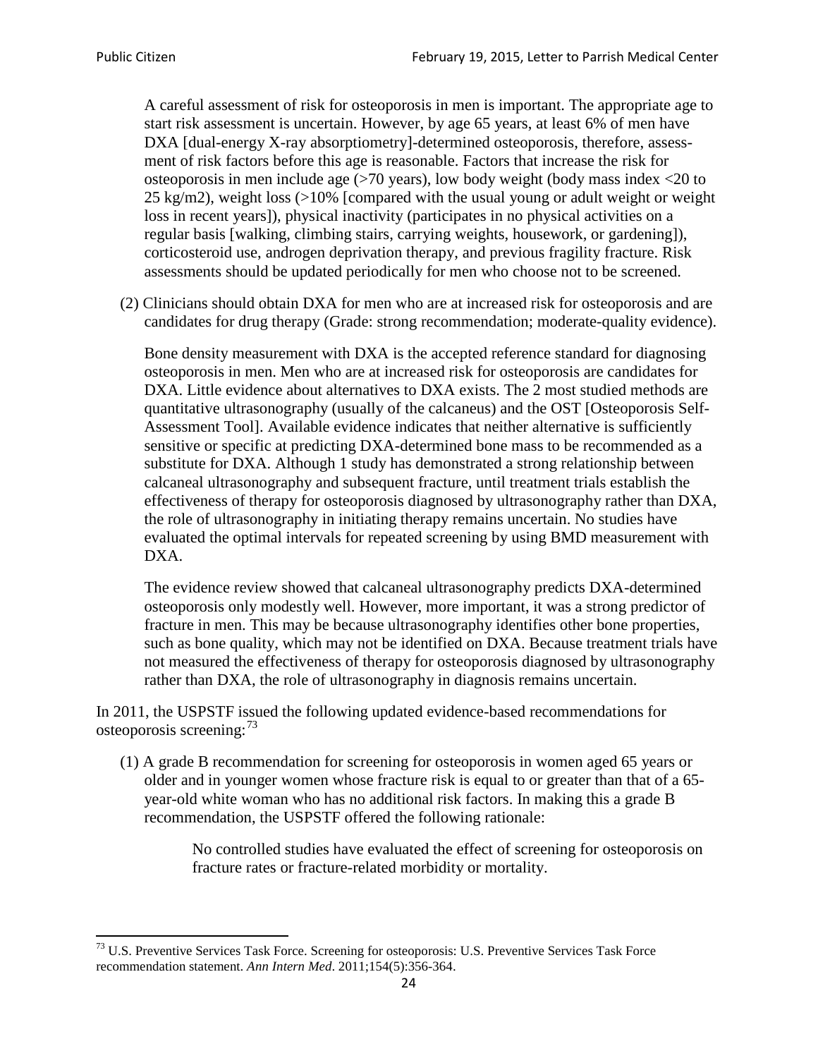A careful assessment of risk for osteoporosis in men is important. The appropriate age to start risk assessment is uncertain. However, by age 65 years, at least 6% of men have DXA [dual-energy X-ray absorptiometry]-determined osteoporosis, therefore, assessment of risk factors before this age is reasonable. Factors that increase the risk for osteoporosis in men include age (>70 years), low body weight (body mass index <20 to 25 kg/m2), weight loss (>10% [compared with the usual young or adult weight or weight loss in recent years]), physical inactivity (participates in no physical activities on a regular basis [walking, climbing stairs, carrying weights, housework, or gardening]), corticosteroid use, androgen deprivation therapy, and previous fragility fracture. Risk assessments should be updated periodically for men who choose not to be screened.

(2) Clinicians should obtain DXA for men who are at increased risk for osteoporosis and are candidates for drug therapy (Grade: strong recommendation; moderate-quality evidence).

Bone density measurement with DXA is the accepted reference standard for diagnosing osteoporosis in men. Men who are at increased risk for osteoporosis are candidates for DXA. Little evidence about alternatives to DXA exists. The 2 most studied methods are quantitative ultrasonography (usually of the calcaneus) and the OST [Osteoporosis Self-Assessment Tool]. Available evidence indicates that neither alternative is sufficiently sensitive or specific at predicting DXA-determined bone mass to be recommended as a substitute for DXA. Although 1 study has demonstrated a strong relationship between calcaneal ultrasonography and subsequent fracture, until treatment trials establish the effectiveness of therapy for osteoporosis diagnosed by ultrasonography rather than DXA, the role of ultrasonography in initiating therapy remains uncertain. No studies have evaluated the optimal intervals for repeated screening by using BMD measurement with DXA.

The evidence review showed that calcaneal ultrasonography predicts DXA-determined osteoporosis only modestly well. However, more important, it was a strong predictor of fracture in men. This may be because ultrasonography identifies other bone properties, such as bone quality, which may not be identified on DXA. Because treatment trials have not measured the effectiveness of therapy for osteoporosis diagnosed by ultrasonography rather than DXA, the role of ultrasonography in diagnosis remains uncertain.

In 2011, the USPSTF issued the following updated evidence-based recommendations for osteoporosis screening:[73]

(1) A grade B recommendation for screening for osteoporosis in women aged 65 years or older and in younger women whose fracture risk is equal to or greater than that of a 65-year-old white woman who has no additional risk factors. In making this a grade B recommendation, the USPSTF offered the following rationale:

> No controlled studies have evaluated the effect of screening for osteoporosis on fracture rates or fracture-related morbidity or mortality.

[73] U.S. Preventive Services Task Force. Screening for osteoporosis: U.S. Preventive Services Task Force recommendation statement. *Ann Intern Med*. 2011;154(5):356-364.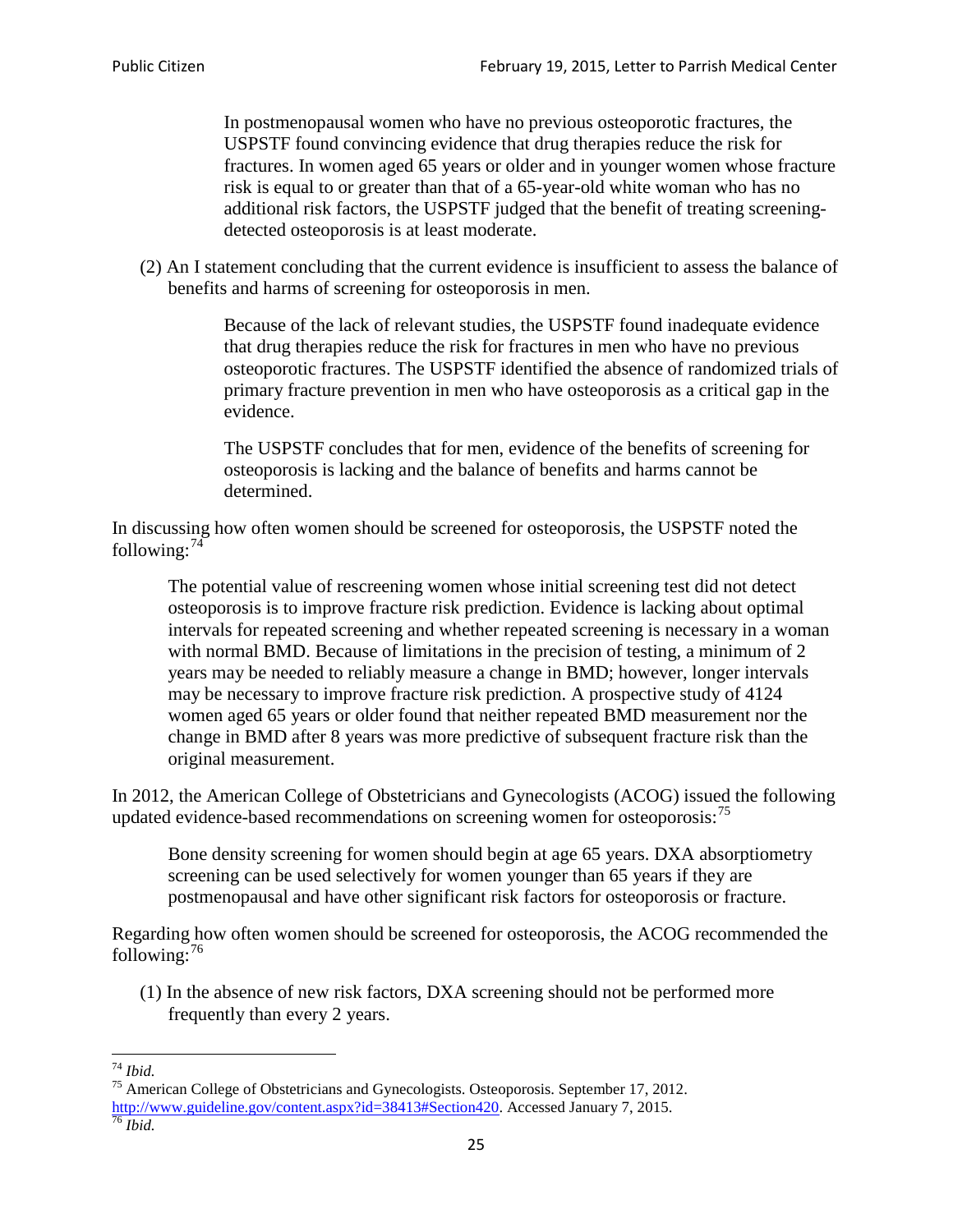> In postmenopausal women who have no previous osteoporotic fractures, the USPSTF found convincing evidence that drug therapies reduce the risk for fractures. In women aged 65 years or older and in younger women whose fracture risk is equal to or greater than that of a 65-year-old white woman who has no additional risk factors, the USPSTF judged that the benefit of treating screening-detected osteoporosis is at least moderate.

(2) An I statement concluding that the current evidence is insufficient to assess the balance of benefits and harms of screening for osteoporosis in men.

> Because of the lack of relevant studies, the USPSTF found inadequate evidence that drug therapies reduce the risk for fractures in men who have no previous osteoporotic fractures. The USPSTF identified the absence of randomized trials of primary fracture prevention in men who have osteoporosis as a critical gap in the evidence.
>
> The USPSTF concludes that for men, evidence of the benefits of screening for osteoporosis is lacking and the balance of benefits and harms cannot be determined.

In discussing how often women should be screened for osteoporosis, the USPSTF noted the following:[74]

> The potential value of rescreening women whose initial screening test did not detect osteoporosis is to improve fracture risk prediction. Evidence is lacking about optimal intervals for repeated screening and whether repeated screening is necessary in a woman with normal BMD. Because of limitations in the precision of testing, a minimum of 2 years may be needed to reliably measure a change in BMD; however, longer intervals may be necessary to improve fracture risk prediction. A prospective study of 4124 women aged 65 years or older found that neither repeated BMD measurement nor the change in BMD after 8 years was more predictive of subsequent fracture risk than the original measurement.

In 2012, the American College of Obstetricians and Gynecologists (ACOG) issued the following updated evidence-based recommendations on screening women for osteoporosis:[75]

> Bone density screening for women should begin at age 65 years. DXA absorptiometry screening can be used selectively for women younger than 65 years if they are postmenopausal and have other significant risk factors for osteoporosis or fracture.

Regarding how often women should be screened for osteoporosis, the ACOG recommended the following:[76]

(1) In the absence of new risk factors, DXA screening should not be performed more frequently than every 2 years.

---

[74] *Ibid.*

[75] American College of Obstetricians and Gynecologists. Osteoporosis. September 17, 2012. http://www.guideline.gov/content.aspx?id=38413#Section420. Accessed January 7, 2015.

[76] *Ibid.*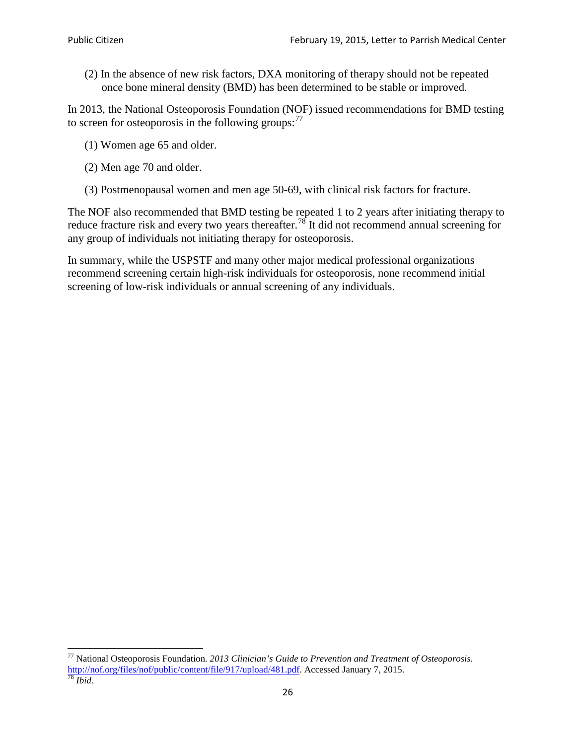(2) In the absence of new risk factors, DXA monitoring of therapy should not be repeated once bone mineral density (BMD) has been determined to be stable or improved.

In 2013, the National Osteoporosis Foundation (NOF) issued recommendations for BMD testing to screen for osteoporosis in the following groups:[77]

(1) Women age 65 and older.

(2) Men age 70 and older.

(3) Postmenopausal women and men age 50-69, with clinical risk factors for fracture.

The NOF also recommended that BMD testing be repeated 1 to 2 years after initiating therapy to reduce fracture risk and every two years thereafter.[78] It did not recommend annual screening for any group of individuals not initiating therapy for osteoporosis.

In summary, while the USPSTF and many other major medical professional organizations recommend screening certain high-risk individuals for osteoporosis, none recommend initial screening of low-risk individuals or annual screening of any individuals.

---

[77] National Osteoporosis Foundation. *2013 Clinician's Guide to Prevention and Treatment of Osteoporosis.* http://nof.org/files/nof/public/content/file/917/upload/481.pdf. Accessed January 7, 2015.

[78] *Ibid.*